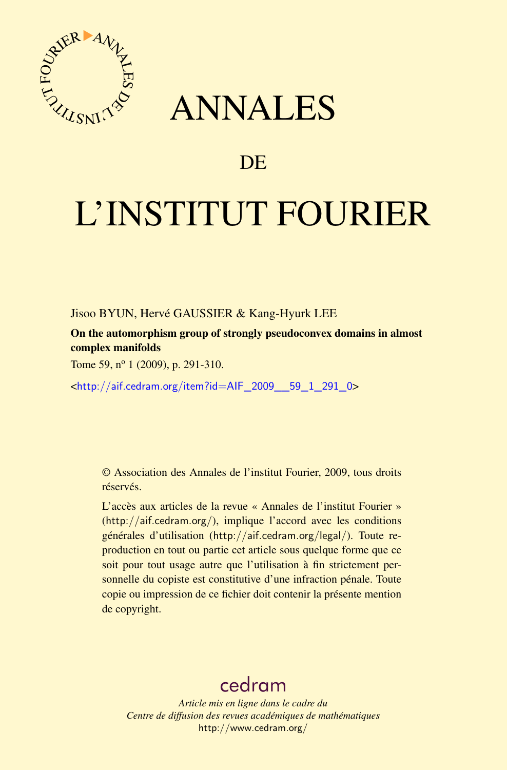# ANNALES

## DE

# L'INSTITUT FOURIER

Jisoo BYUN, Hervé GAUSSIER & Kang-Hyurk LEE

**On the automorphism group of strongly pseudoconvex domains in almost complex manifolds**

Tome 59, nº 1 (2009), p. 291-310.

<http://aif.cedram.org/item?id=AIF_2009__59_1_291_0>

© Association des Annales de l'institut Fourier, 2009, tous droits réservés.

L'accès aux articles de la revue « Annales de l'institut Fourier » (http://aif.cedram.org/), implique l'accord avec les conditions générales d'utilisation (http://aif.cedram.org/legal/). Toute reproduction en tout ou partie cet article sous quelque forme que ce soit pour tout usage autre que l'utilisation à fin strictement personnelle du copiste est constitutive d'une infraction pénale. Toute copie ou impression de ce fichier doit contenir la présente mention de copyright.

cedram

*Article mis en ligne dans le cadre du*
*Centre de diffusion des revues académiques de mathématiques*
http://www.cedram.org/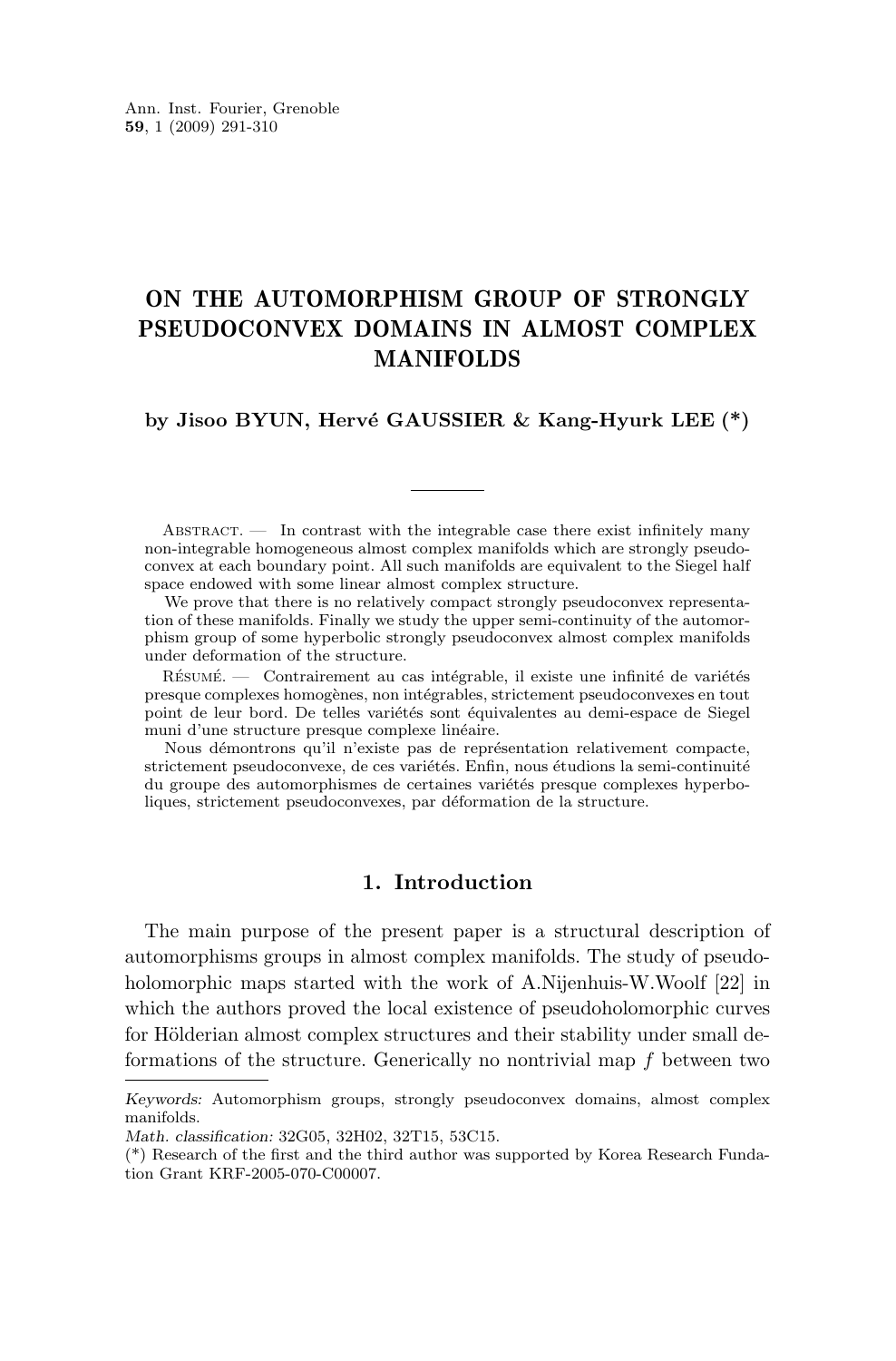# ON THE AUTOMORPHISM GROUP OF STRONGLY PSEUDOCONVEX DOMAINS IN ALMOST COMPLEX MANIFOLDS

**by Jisoo BYUN, Hervé GAUSSIER & Kang-Hyurk LEE (\*)**

Abstract. — In contrast with the integrable case there exist infinitely many non-integrable homogeneous almost complex manifolds which are strongly pseudoconvex at each boundary point. All such manifolds are equivalent to the Siegel half space endowed with some linear almost complex structure.

We prove that there is no relatively compact strongly pseudoconvex representation of these manifolds. Finally we study the upper semi-continuity of the automorphism group of some hyperbolic strongly pseudoconvex almost complex manifolds under deformation of the structure.

Résumé. — Contrairement au cas intégrable, il existe une infinité de variétés presque complexes homogènes, non intégrables, strictement pseudoconvexes en tout point de leur bord. De telles variétés sont équivalentes au demi-espace de Siegel muni d'une structure presque complexe linéaire.

Nous démontrons qu'il n'existe pas de représentation relativement compacte, strictement pseudoconvexe, de ces variétés. Enfin, nous étudions la semi-continuité du groupe des automorphismes de certaines variétés presque complexes hyperboliques, strictement pseudoconvexes, par déformation de la structure.

## 1. Introduction

The main purpose of the present paper is a structural description of automorphisms groups in almost complex manifolds. The study of pseudoholomorphic maps started with the work of A.Nijenhuis-W.Woolf [22] in which the authors proved the local existence of pseudoholomorphic curves for Hölderian almost complex structures and their stability under small deformations of the structure. Generically no nontrivial map $f$ between two

---

*Keywords:* Automorphism groups, strongly pseudoconvex domains, almost complex manifolds.

*Math. classification:* 32G05, 32H02, 32T15, 53C15.

(\*) Research of the first and the third author was supported by Korea Research Fundation Grant KRF-2005-070-C00007.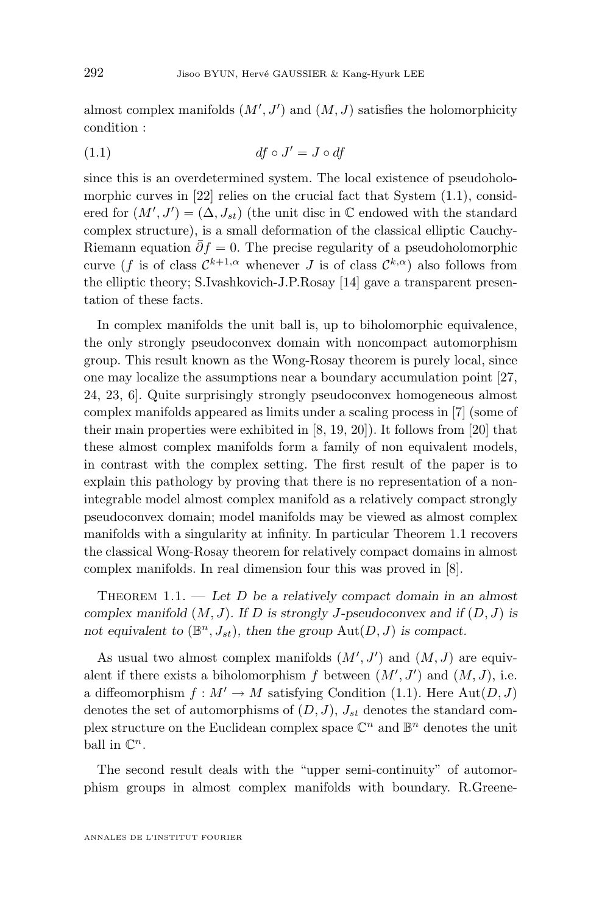almost complex manifolds $(M', J')$ and $(M, J)$ satisfies the holomorphicity condition :

$$df \circ J' = J \circ df \tag{1.1}$$

since this is an overdetermined system. The local existence of pseudoholomorphic curves in [22] relies on the crucial fact that System (1.1), considered for $(M', J') = (\Delta, J_{st})$ (the unit disc in $\mathbb{C}$ endowed with the standard complex structure), is a small deformation of the classical elliptic Cauchy-Riemann equation $\bar{\partial} f = 0$. The precise regularity of a pseudoholomorphic curve ($f$ is of class $\mathcal{C}^{k+1,\alpha}$ whenever $J$ is of class $\mathcal{C}^{k,\alpha}$) also follows from the elliptic theory; S.Ivashkovich-J.P.Rosay [14] gave a transparent presentation of these facts.

In complex manifolds the unit ball is, up to biholomorphic equivalence, the only strongly pseudoconvex domain with noncompact automorphism group. This result known as the Wong-Rosay theorem is purely local, since one may localize the assumptions near a boundary accumulation point [27, 24, 23, 6]. Quite surprisingly strongly pseudoconvex homogeneous almost complex manifolds appeared as limits under a scaling process in [7] (some of their main properties were exhibited in [8, 19, 20]). It follows from [20] that these almost complex manifolds form a family of non equivalent models, in contrast with the complex setting. The first result of the paper is to explain this pathology by proving that there is no representation of a non-integrable model almost complex manifold as a relatively compact strongly pseudoconvex domain; model manifolds may be viewed as almost complex manifolds with a singularity at infinity. In particular Theorem 1.1 recovers the classical Wong-Rosay theorem for relatively compact domains in almost complex manifolds. In real dimension four this was proved in [8].

Theorem 1.1. — *Let $D$ be a relatively compact domain in an almost complex manifold $(M, J)$. If $D$ is strongly $J$-pseudoconvex and if $(D, J)$ is not equivalent to $(\mathbb{B}^n, J_{st})$, then the group $\mathrm{Aut}(D, J)$ is compact.*

As usual two almost complex manifolds $(M', J')$ and $(M, J)$ are equivalent if there exists a biholomorphism $f$ between $(M', J')$ and $(M, J)$, i.e. a diffeomorphism $f : M' \to M$ satisfying Condition (1.1). Here $\mathrm{Aut}(D, J)$ denotes the set of automorphisms of $(D, J)$, $J_{st}$ denotes the standard complex structure on the Euclidean complex space $\mathbb{C}^n$ and $\mathbb{B}^n$ denotes the unit ball in $\mathbb{C}^n$.

The second result deals with the "upper semi-continuity" of automorphism groups in almost complex manifolds with boundary. R.Greene-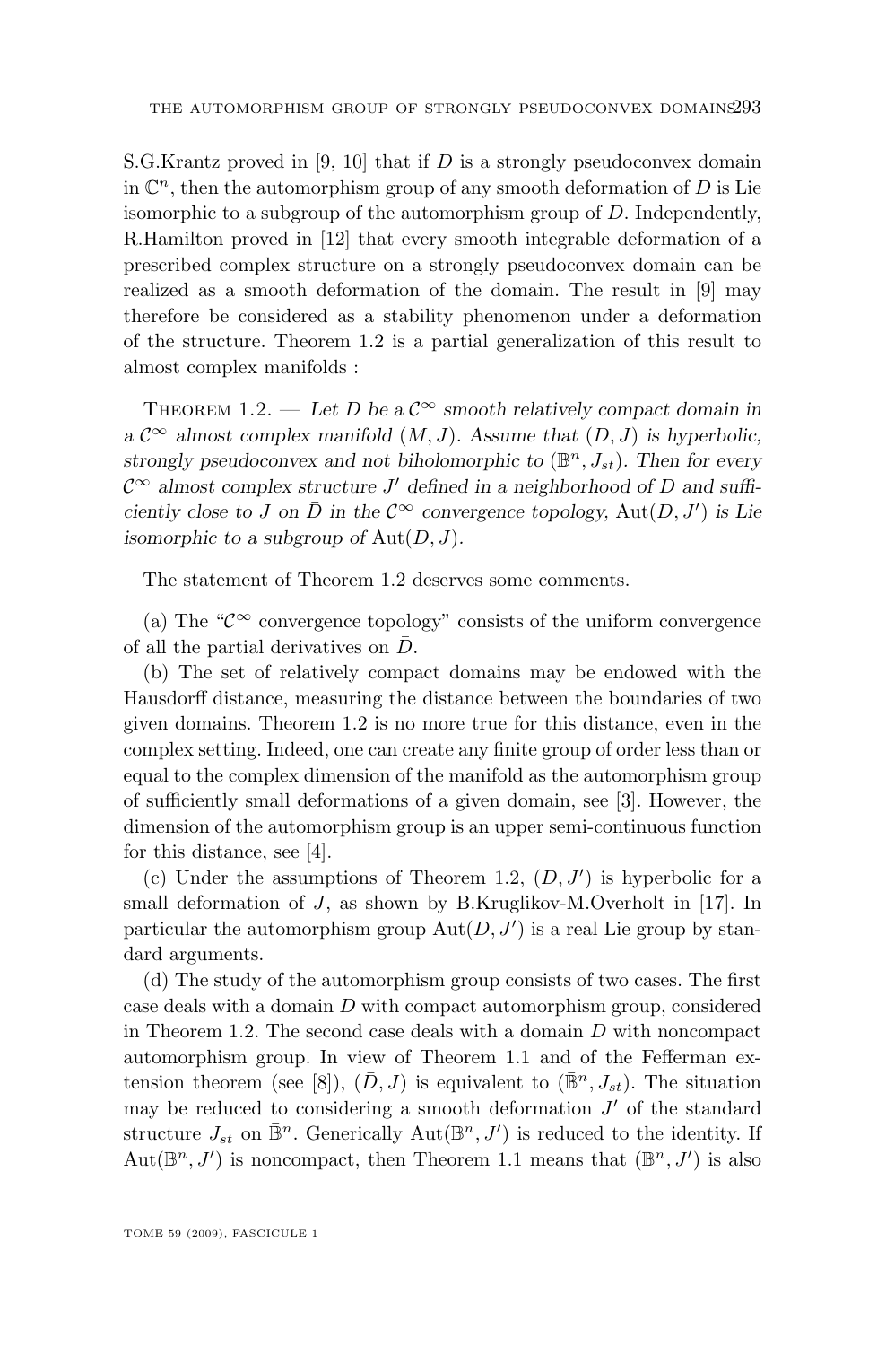S.G.Krantz proved in [9, 10] that if $D$ is a strongly pseudoconvex domain in $\mathbb{C}^n$, then the automorphism group of any smooth deformation of $D$ is Lie isomorphic to a subgroup of the automorphism group of $D$. Independently, R.Hamilton proved in [12] that every smooth integrable deformation of a prescribed complex structure on a strongly pseudoconvex domain can be realized as a smooth deformation of the domain. The result in [9] may therefore be considered as a stability phenomenon under a deformation of the structure. Theorem 1.2 is a partial generalization of this result to almost complex manifolds :

Theorem 1.2. — *Let $D$ be a $\mathcal{C}^\infty$ smooth relatively compact domain in a $\mathcal{C}^\infty$ almost complex manifold $(M, J)$. Assume that $(D, J)$ is hyperbolic, strongly pseudoconvex and not biholomorphic to $(\mathbb{B}^n, J_{st})$. Then for every $\mathcal{C}^\infty$ almost complex structure $J'$ defined in a neighborhood of $\bar{D}$ and sufficiently close to $J$ on $\bar{D}$ in the $\mathcal{C}^\infty$ convergence topology, $\text{Aut}(D, J')$ is Lie isomorphic to a subgroup of $\text{Aut}(D, J)$.*

The statement of Theorem 1.2 deserves some comments.

(a) The "$\mathcal{C}^\infty$ convergence topology" consists of the uniform convergence of all the partial derivatives on $\bar{D}$.

(b) The set of relatively compact domains may be endowed with the Hausdorff distance, measuring the distance between the boundaries of two given domains. Theorem 1.2 is no more true for this distance, even in the complex setting. Indeed, one can create any finite group of order less than or equal to the complex dimension of the manifold as the automorphism group of sufficiently small deformations of a given domain, see [3]. However, the dimension of the automorphism group is an upper semi-continuous function for this distance, see [4].

(c) Under the assumptions of Theorem 1.2, $(D, J')$ is hyperbolic for a small deformation of $J$, as shown by B.Kruglikov-M.Overholt in [17]. In particular the automorphism group $\text{Aut}(D, J')$ is a real Lie group by standard arguments.

(d) The study of the automorphism group consists of two cases. The first case deals with a domain $D$ with compact automorphism group, considered in Theorem 1.2. The second case deals with a domain $D$ with noncompact automorphism group. In view of Theorem 1.1 and of the Fefferman extension theorem (see [8]), $(\bar{D}, J)$ is equivalent to $(\bar{\mathbb{B}}^n, J_{st})$. The situation may be reduced to considering a smooth deformation $J'$ of the standard structure $J_{st}$ on $\bar{\mathbb{B}}^n$. Generically $\text{Aut}(\mathbb{B}^n, J')$ is reduced to the identity. If $\text{Aut}(\mathbb{B}^n, J')$ is noncompact, then Theorem 1.1 means that $(\mathbb{B}^n, J')$ is also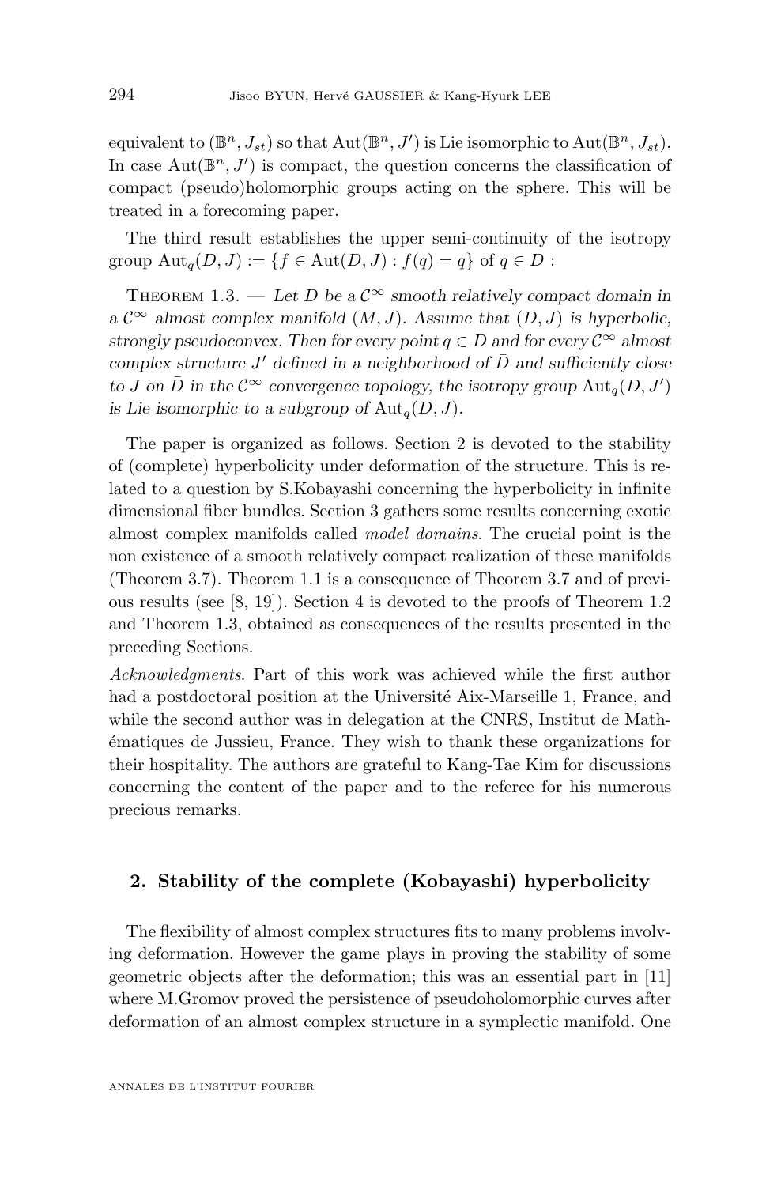equivalent to $(\mathbb{B}^n, J_{st})$ so that $\mathrm{Aut}(\mathbb{B}^n, J')$ is Lie isomorphic to $\mathrm{Aut}(\mathbb{B}^n, J_{st})$. In case $\mathrm{Aut}(\mathbb{B}^n, J')$ is compact, the question concerns the classification of compact (pseudo)holomorphic groups acting on the sphere. This will be treated in a forecoming paper.

The third result establishes the upper semi-continuity of the isotropy group $\mathrm{Aut}_q(D, J) := \{f \in \mathrm{Aut}(D, J) : f(q) = q\}$ of $q \in D$ :

Theorem 1.3. — *Let $D$ be a $\mathcal{C}^\infty$ smooth relatively compact domain in a $\mathcal{C}^\infty$ almost complex manifold $(M, J)$. Assume that $(D, J)$ is hyperbolic, strongly pseudoconvex. Then for every point $q \in D$ and for every $\mathcal{C}^\infty$ almost complex structure $J'$ defined in a neighborhood of $\bar{D}$ and sufficiently close to $J$ on $\bar{D}$ in the $\mathcal{C}^\infty$ convergence topology, the isotropy group $\mathrm{Aut}_q(D, J')$ is Lie isomorphic to a subgroup of $\mathrm{Aut}_q(D, J)$.*

The paper is organized as follows. Section 2 is devoted to the stability of (complete) hyperbolicity under deformation of the structure. This is related to a question by S.Kobayashi concerning the hyperbolicity in infinite dimensional fiber bundles. Section 3 gathers some results concerning exotic almost complex manifolds called *model domains*. The crucial point is the non existence of a smooth relatively compact realization of these manifolds (Theorem 3.7). Theorem 1.1 is a consequence of Theorem 3.7 and of previous results (see [8, 19]). Section 4 is devoted to the proofs of Theorem 1.2 and Theorem 1.3, obtained as consequences of the results presented in the preceding Sections.

*Acknowledgments*. Part of this work was achieved while the first author had a postdoctoral position at the Université Aix-Marseille 1, France, and while the second author was in delegation at the CNRS, Institut de Mathématiques de Jussieu, France. They wish to thank these organizations for their hospitality. The authors are grateful to Kang-Tae Kim for discussions concerning the content of the paper and to the referee for his numerous precious remarks.

## 2. Stability of the complete (Kobayashi) hyperbolicity

The flexibility of almost complex structures fits to many problems involving deformation. However the game plays in proving the stability of some geometric objects after the deformation; this was an essential part in [11] where M.Gromov proved the persistence of pseudoholomorphic curves after deformation of an almost complex structure in a symplectic manifold. One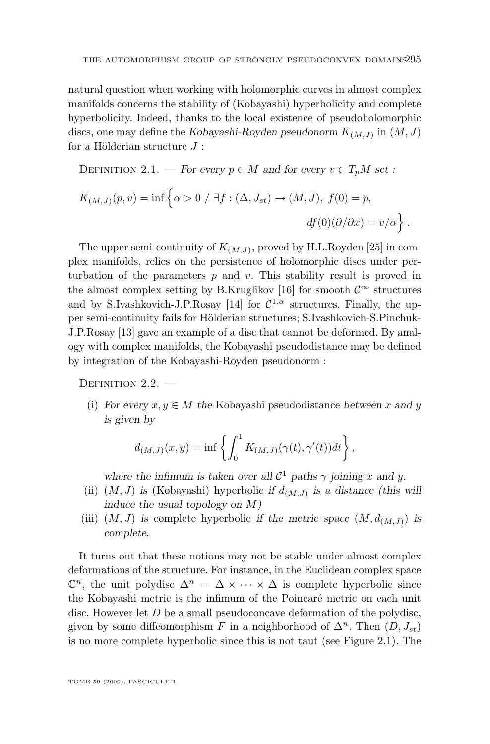natural question when working with holomorphic curves in almost complex manifolds concerns the stability of (Kobayashi) hyperbolicity and complete hyperbolicity. Indeed, thanks to the local existence of pseudoholomorphic discs, one may define the *Kobayashi-Royden pseudonorm* $K_{(M,J)}$ in $(M,J)$ for a Hölderian structure $J$ :

Definition 2.1. — *For every $p \in M$ and for every $v \in T_pM$ set :*

$$K_{(M,J)}(p,v) = \inf\Big\{\alpha > 0 \ / \ \exists f : (\Delta, J_{st}) \to (M,J),\ f(0) = p,\\ df(0)(\partial/\partial x) = v/\alpha\Big\}.$$

The upper semi-continuity of $K_{(M,J)}$, proved by H.L.Royden [25] in complex manifolds, relies on the persistence of holomorphic discs under perturbation of the parameters $p$ and $v$. This stability result is proved in the almost complex setting by B.Kruglikov [16] for smooth $\mathcal{C}^\infty$ structures and by S.Ivashkovich-J.P.Rosay [14] for $\mathcal{C}^{1,\alpha}$ structures. Finally, the upper semi-continuity fails for Hölderian structures; S.Ivashkovich-S.Pinchuk-J.P.Rosay [13] gave an example of a disc that cannot be deformed. By analogy with complex manifolds, the Kobayashi pseudodistance may be defined by integration of the Kobayashi-Royden pseudonorm :

Definition 2.2. —

(i) *For every $x, y \in M$ the* Kobayashi pseudodistance *between $x$ and $y$ is given by*

$$d_{(M,J)}(x,y) = \inf\left\{\int_0^1 K_{(M,J)}(\gamma(t), \gamma'(t))dt\right\},$$

*where the infimum is taken over all $\mathcal{C}^1$ paths $\gamma$ joining $x$ and $y$.*

(ii) $(M,J)$ *is* (Kobayashi) hyperbolic *if $d_{(M,J)}$ is a distance (this will induce the usual topology on $M$)*

(iii) $(M,J)$ *is* complete hyperbolic *if the metric space $(M, d_{(M,J)})$ is complete.*

It turns out that these notions may not be stable under almost complex deformations of the structure. For instance, in the Euclidean complex space $\mathbb{C}^n$, the unit polydisc $\Delta^n = \Delta \times \cdots \times \Delta$ is complete hyperbolic since the Kobayashi metric is the infimum of the Poincaré metric on each unit disc. However let $D$ be a small pseudoconcave deformation of the polydisc, given by some diffeomorphism $F$ in a neighborhood of $\Delta^n$. Then $(D, J_{st})$ is no more complete hyperbolic since this is not taut (see Figure 2.1). The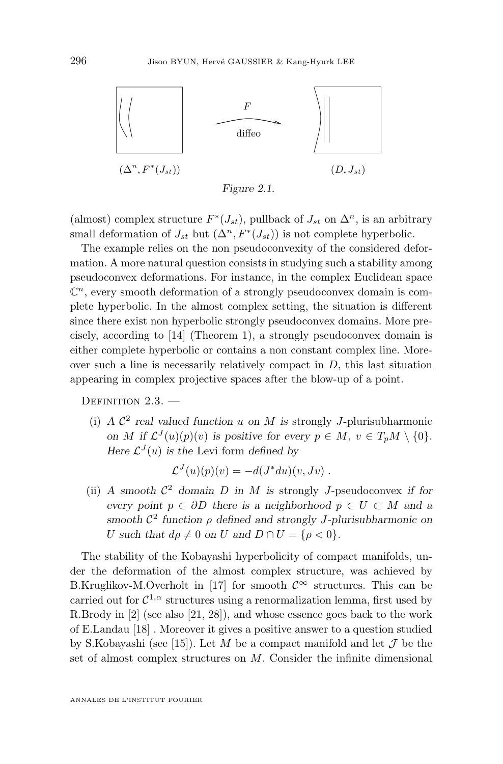$(\Delta^n, F^*(J_{st}))$ $\quad F$ diffeo $\quad (D, J_{st})$

*Figure 2.1.*

(almost) complex structure $F^*(J_{st})$, pullback of $J_{st}$ on $\Delta^n$, is an arbitrary small deformation of $J_{st}$ but $(\Delta^n, F^*(J_{st}))$ is not complete hyperbolic.

The example relies on the non pseudoconvexity of the considered deformation. A more natural question consists in studying such a stability among pseudoconvex deformations. For instance, in the complex Euclidean space $\mathbb{C}^n$, every smooth deformation of a strongly pseudoconvex domain is complete hyperbolic. In the almost complex setting, the situation is different since there exist non hyperbolic strongly pseudoconvex domains. More precisely, according to [14] (Theorem 1), a strongly pseudoconvex domain is either complete hyperbolic or contains a non constant complex line. Moreover such a line is necessarily relatively compact in $D$, this last situation appearing in complex projective spaces after the blow-up of a point.

Definition 2.3. —

(i) *A $\mathcal{C}^2$ real valued function $u$ on $M$ is* strongly $J$-plurisubharmonic *on $M$ if $\mathcal{L}^J(u)(p)(v)$ is positive for every $p \in M$, $v \in T_pM \setminus \{0\}$. Here $\mathcal{L}^J(u)$ is the* Levi form *defined by*

$$\mathcal{L}^J(u)(p)(v) = -d(J^*du)(v, Jv)\ .$$

(ii) *A smooth $\mathcal{C}^2$ domain $D$ in $M$ is* strongly $J$-pseudoconvex *if for every point $p \in \partial D$ there is a neighborhood $p \in U \subset M$ and a smooth $\mathcal{C}^2$ function $\rho$ defined and strongly $J$-plurisubharmonic on $U$ such that $d\rho \neq 0$ on $U$ and $D \cap U = \{\rho < 0\}$.*

The stability of the Kobayashi hyperbolicity of compact manifolds, under the deformation of the almost complex structure, was achieved by B.Kruglikov-M.Overholt in [17] for smooth $\mathcal{C}^\infty$ structures. This can be carried out for $\mathcal{C}^{1,\alpha}$ structures using a renormalization lemma, first used by R.Brody in [2] (see also [21, 28]), and whose essence goes back to the work of E.Landau [18] . Moreover it gives a positive answer to a question studied by S.Kobayashi (see [15]). Let $M$ be a compact manifold and let $\mathcal{J}$ be the set of almost complex structures on $M$. Consider the infinite dimensional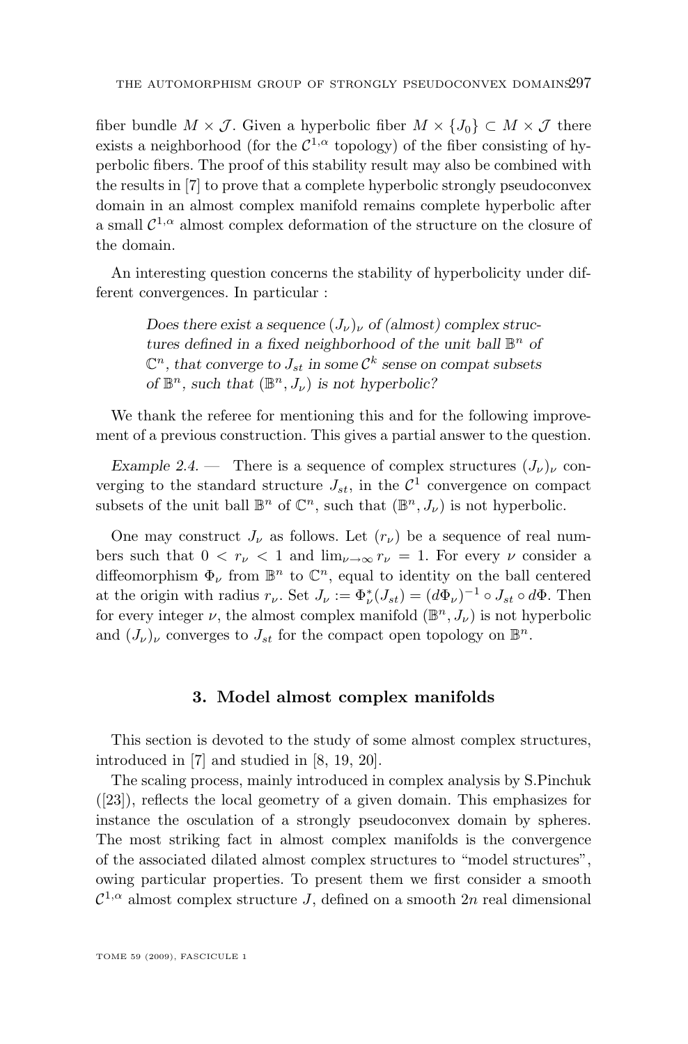fiber bundle $M \times \mathcal{J}$. Given a hyperbolic fiber $M \times \{J_0\} \subset M \times \mathcal{J}$ there exists a neighborhood (for the $\mathcal{C}^{1,\alpha}$ topology) of the fiber consisting of hyperbolic fibers. The proof of this stability result may also be combined with the results in [7] to prove that a complete hyperbolic strongly pseudoconvex domain in an almost complex manifold remains complete hyperbolic after a small $\mathcal{C}^{1,\alpha}$ almost complex deformation of the structure on the closure of the domain.

An interesting question concerns the stability of hyperbolicity under different convergences. In particular :

> *Does there exist a sequence $(J_\nu)_\nu$ of (almost) complex structures defined in a fixed neighborhood of the unit ball $\mathbb{B}^n$ of $\mathbb{C}^n$, that converge to $J_{st}$ in some $\mathcal{C}^k$ sense on compat subsets of $\mathbb{B}^n$, such that $(\mathbb{B}^n, J_\nu)$ is not hyperbolic?*

We thank the referee for mentioning this and for the following improvement of a previous construction. This gives a partial answer to the question.

*Example 2.4.* — There is a sequence of complex structures $(J_\nu)_\nu$ converging to the standard structure $J_{st}$, in the $\mathcal{C}^1$ convergence on compact subsets of the unit ball $\mathbb{B}^n$ of $\mathbb{C}^n$, such that $(\mathbb{B}^n, J_\nu)$ is not hyperbolic.

One may construct $J_\nu$ as follows. Let $(r_\nu)$ be a sequence of real numbers such that $0 < r_\nu < 1$ and $\lim_{\nu\to\infty} r_\nu = 1$. For every $\nu$ consider a diffeomorphism $\Phi_\nu$ from $\mathbb{B}^n$ to $\mathbb{C}^n$, equal to identity on the ball centered at the origin with radius $r_\nu$. Set $J_\nu := \Phi_\nu^*(J_{st}) = (d\Phi_\nu)^{-1} \circ J_{st} \circ d\Phi$. Then for every integer $\nu$, the almost complex manifold $(\mathbb{B}^n, J_\nu)$ is not hyperbolic and $(J_\nu)_\nu$ converges to $J_{st}$ for the compact open topology on $\mathbb{B}^n$.

## 3. Model almost complex manifolds

This section is devoted to the study of some almost complex structures, introduced in [7] and studied in [8, 19, 20].

The scaling process, mainly introduced in complex analysis by S.Pinchuk ([23]), reflects the local geometry of a given domain. This emphasizes for instance the osculation of a strongly pseudoconvex domain by spheres. The most striking fact in almost complex manifolds is the convergence of the associated dilated almost complex structures to "model structures", owing particular properties. To present them we first consider a smooth $\mathcal{C}^{1,\alpha}$ almost complex structure $J$, defined on a smooth $2n$ real dimensional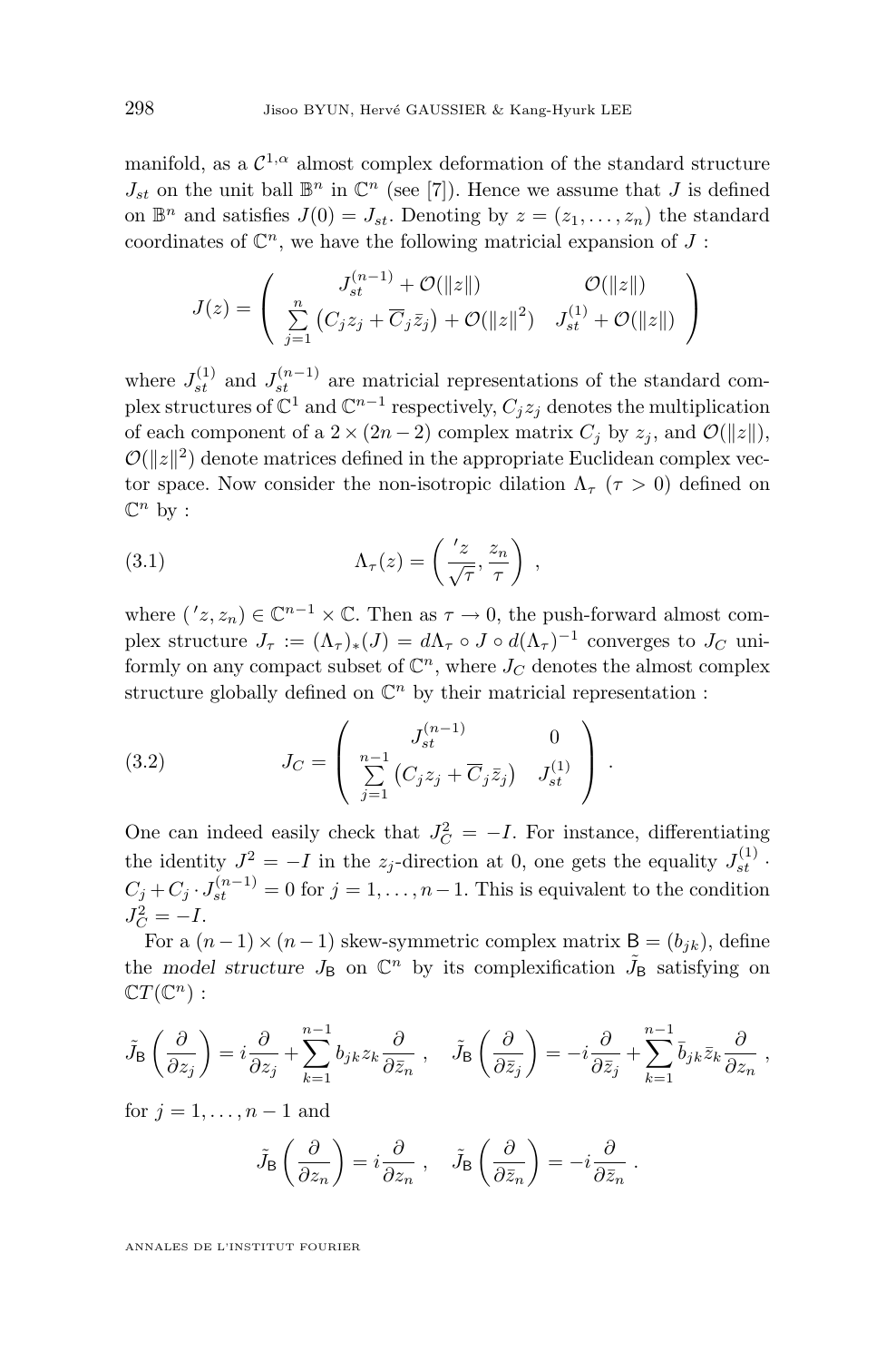manifold, as a $\mathcal{C}^{1,\alpha}$ almost complex deformation of the standard structure $J_{st}$ on the unit ball $\mathbb{B}^n$ in $\mathbb{C}^n$ (see [7]). Hence we assume that $J$ is defined on $\mathbb{B}^n$ and satisfies $J(0) = J_{st}$. Denoting by $z = (z_1, \ldots, z_n)$ the standard coordinates of $\mathbb{C}^n$, we have the following matricial expansion of $J$ :

$$J(z) = \begin{pmatrix} J_{st}^{(n-1)} + \mathcal{O}(\|z\|) & \mathcal{O}(\|z\|) \\ \sum\limits_{j=1}^{n} \left( C_j z_j + \overline{C}_j \bar{z}_j \right) + \mathcal{O}(\|z\|^2) & J_{st}^{(1)} + \mathcal{O}(\|z\|) \end{pmatrix}$$

where $J_{st}^{(1)}$ and $J_{st}^{(n-1)}$ are matricial representations of the standard complex structures of $\mathbb{C}^1$ and $\mathbb{C}^{n-1}$ respectively, $C_j z_j$ denotes the multiplication of each component of a $2 \times (2n-2)$ complex matrix $C_j$ by $z_j$, and $\mathcal{O}(\|z\|)$, $\mathcal{O}(\|z\|^2)$ denote matrices defined in the appropriate Euclidean complex vector space. Now consider the non-isotropic dilation $\Lambda_\tau$ ($\tau > 0$) defined on $\mathbb{C}^n$ by :

$$\Lambda_\tau(z) = \left( \frac{'z}{\sqrt{\tau}}, \frac{z_n}{\tau} \right) , \tag{3.1}$$

where $('z, z_n) \in \mathbb{C}^{n-1} \times \mathbb{C}$. Then as $\tau \to 0$, the push-forward almost complex structure $J_\tau := (\Lambda_\tau)_*(J) = d\Lambda_\tau \circ J \circ d(\Lambda_\tau)^{-1}$ converges to $J_C$ uniformly on any compact subset of $\mathbb{C}^n$, where $J_C$ denotes the almost complex structure globally defined on $\mathbb{C}^n$ by their matricial representation :

$$J_C = \begin{pmatrix} J_{st}^{(n-1)} & 0 \\ \sum\limits_{j=1}^{n-1} \left( C_j z_j + \overline{C}_j \bar{z}_j \right) & J_{st}^{(1)} \end{pmatrix} . \tag{3.2}$$

One can indeed easily check that $J_C^2 = -I$. For instance, differentiating the identity $J^2 = -I$ in the $z_j$-direction at 0, one gets the equality $J_{st}^{(1)} \cdot C_j + C_j \cdot J_{st}^{(n-1)} = 0$ for $j = 1, \ldots, n-1$. This is equivalent to the condition $J_C^2 = -I$.

For a $(n-1) \times (n-1)$ skew-symmetric complex matrix $\mathsf{B} = (b_{jk})$, define the *model structure* $J_\mathsf{B}$ on $\mathbb{C}^n$ by its complexification $\tilde{J}_\mathsf{B}$ satisfying on $\mathbb{C}T(\mathbb{C}^n)$ :

$$\tilde{J}_\mathsf{B}\left(\frac{\partial}{\partial z_j}\right) = i\frac{\partial}{\partial z_j} + \sum_{k=1}^{n-1} b_{jk} z_k \frac{\partial}{\partial \bar{z}_n} , \quad \tilde{J}_\mathsf{B}\left(\frac{\partial}{\partial \bar{z}_j}\right) = -i\frac{\partial}{\partial \bar{z}_j} + \sum_{k=1}^{n-1} \bar{b}_{jk} \bar{z}_k \frac{\partial}{\partial z_n} ,$$

for $j = 1, \ldots, n-1$ and

$$\tilde{J}_\mathsf{B}\left(\frac{\partial}{\partial z_n}\right) = i\frac{\partial}{\partial z_n} , \quad \tilde{J}_\mathsf{B}\left(\frac{\partial}{\partial \bar{z}_n}\right) = -i\frac{\partial}{\partial \bar{z}_n} .$$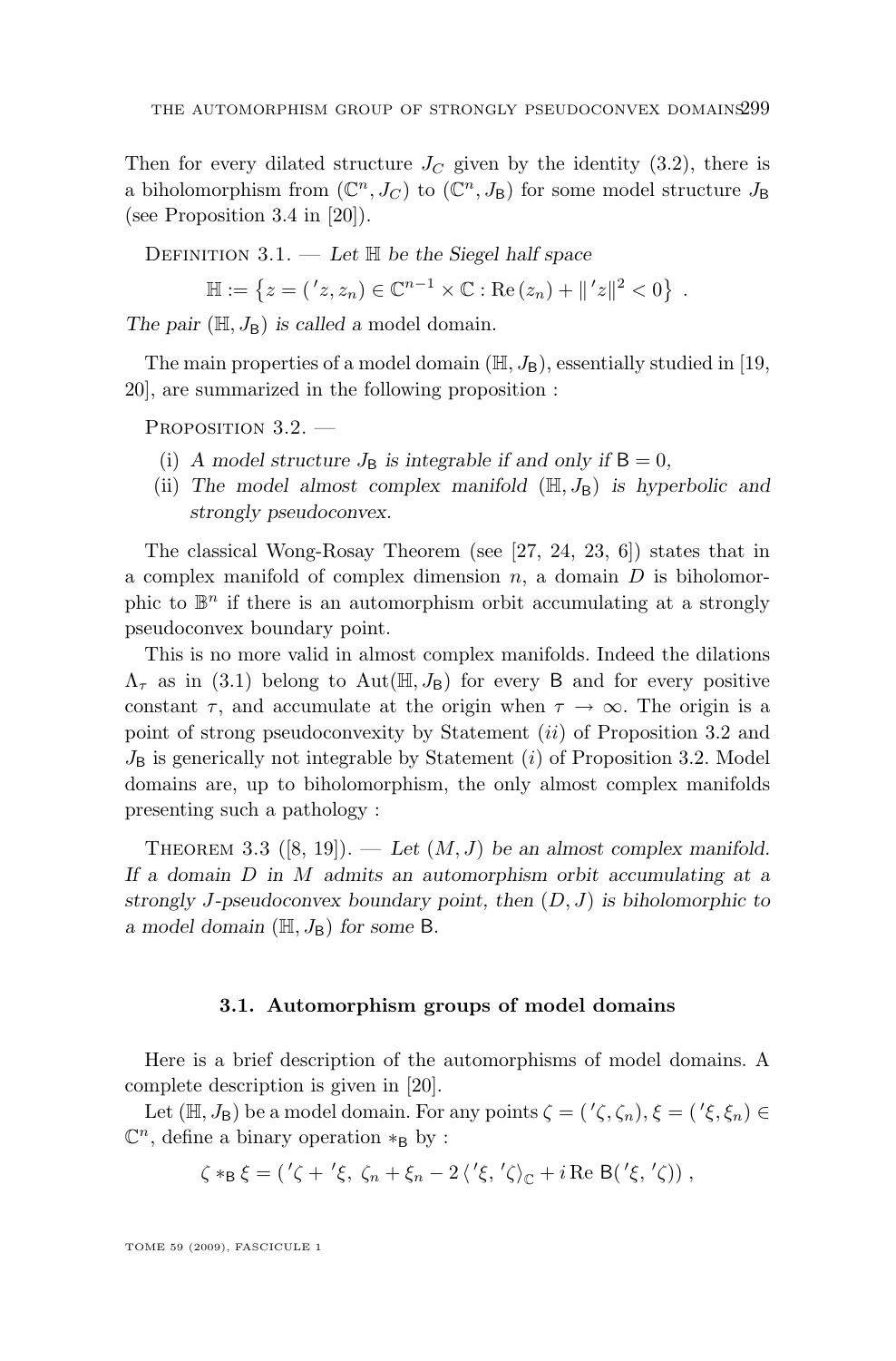Then for every dilated structure $J_C$ given by the identity (3.2), there is a biholomorphism from $(\mathbb{C}^n, J_C)$ to $(\mathbb{C}^n, J_{\mathsf{B}})$ for some model structure $J_{\mathsf{B}}$ (see Proposition 3.4 in [20]).

Definition 3.1. — *Let $\mathbb{H}$ be the Siegel half space*

$$\mathbb{H} := \left\{ z = ('z, z_n) \in \mathbb{C}^{n-1} \times \mathbb{C} : \mathrm{Re}\,(z_n) + \|'z\|^2 < 0 \right\} .$$

*The pair $(\mathbb{H}, J_{\mathsf{B}})$ is called a* model domain.

The main properties of a model domain $(\mathbb{H}, J_{\mathsf{B}})$, essentially studied in [19, 20], are summarized in the following proposition :

Proposition 3.2. —

(i) *A model structure $J_{\mathsf{B}}$ is integrable if and only if $\mathsf{B} = 0$,*

(ii) *The model almost complex manifold $(\mathbb{H}, J_{\mathsf{B}})$ is hyperbolic and strongly pseudoconvex.*

The classical Wong-Rosay Theorem (see [27, 24, 23, 6]) states that in a complex manifold of complex dimension $n$, a domain $D$ is biholomorphic to $\mathbb{B}^n$ if there is an automorphism orbit accumulating at a strongly pseudoconvex boundary point.

This is no more valid in almost complex manifolds. Indeed the dilations $\Lambda_\tau$ as in (3.1) belong to $\mathrm{Aut}(\mathbb{H}, J_{\mathsf{B}})$ for every $\mathsf{B}$ and for every positive constant $\tau$, and accumulate at the origin when $\tau \to \infty$. The origin is a point of strong pseudoconvexity by Statement $(ii)$ of Proposition 3.2 and $J_{\mathsf{B}}$ is generically not integrable by Statement $(i)$ of Proposition 3.2. Model domains are, up to biholomorphism, the only almost complex manifolds presenting such a pathology :

Theorem 3.3 ([8, 19]). — *Let $(M, J)$ be an almost complex manifold. If a domain $D$ in $M$ admits an automorphism orbit accumulating at a strongly $J$-pseudoconvex boundary point, then $(D, J)$ is biholomorphic to a model domain $(\mathbb{H}, J_{\mathsf{B}})$ for some $\mathsf{B}$.*

### 3.1. Automorphism groups of model domains

Here is a brief description of the automorphisms of model domains. A complete description is given in [20].

Let $(\mathbb{H}, J_{\mathsf{B}})$ be a model domain. For any points $\zeta = ('\zeta, \zeta_n), \xi = ('\xi, \xi_n) \in \mathbb{C}^n$, define a binary operation $*_{\mathsf{B}}$ by :

$$\zeta *_{\mathsf{B}} \xi = ('\zeta + '\xi,\ \zeta_n + \xi_n - 2\,\langle '\xi, '\zeta \rangle_{\mathbb{C}} + i\,\mathrm{Re}\,\mathsf{B}('\xi, '\zeta)) ,$$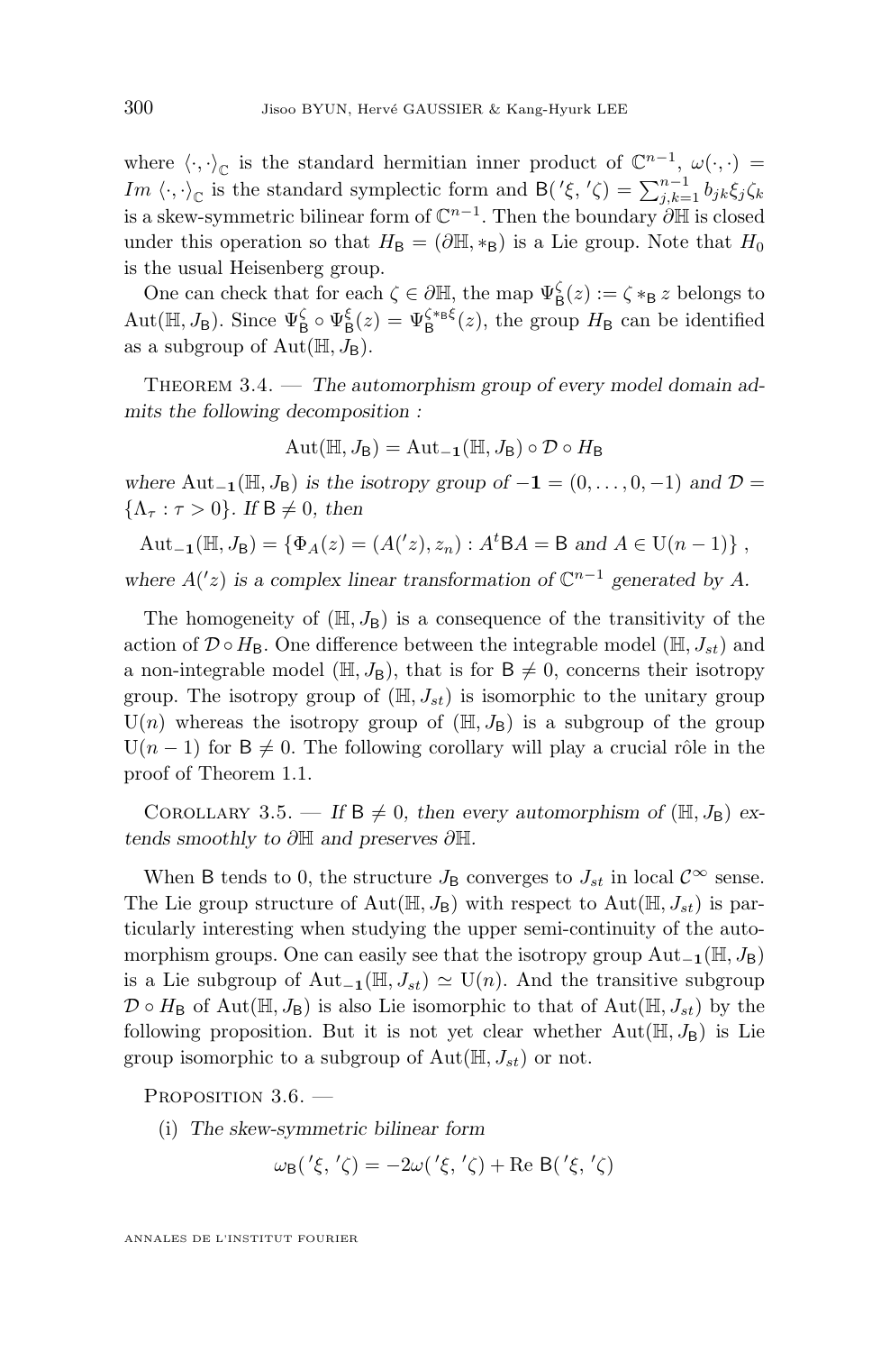where $\langle \cdot, \cdot \rangle_{\mathbb{C}}$ is the standard hermitian inner product of $\mathbb{C}^{n-1}$, $\omega(\cdot, \cdot) = Im\ \langle \cdot, \cdot \rangle_{\mathbb{C}}$ is the standard symplectic form and $\mathsf{B}({'\xi}, {'\zeta}) = \sum_{j,k=1}^{n-1} b_{jk} \xi_j \zeta_k$ is a skew-symmetric bilinear form of $\mathbb{C}^{n-1}$. Then the boundary $\partial\mathbb{H}$ is closed under this operation so that $H_{\mathsf{B}} = (\partial\mathbb{H}, *_{\mathsf{B}})$ is a Lie group. Note that $H_0$ is the usual Heisenberg group.

One can check that for each $\zeta \in \partial\mathbb{H}$, the map $\Psi_{\mathsf{B}}^{\zeta}(z) := \zeta *_{\mathsf{B}} z$ belongs to $\mathrm{Aut}(\mathbb{H}, J_{\mathsf{B}})$. Since $\Psi_{\mathsf{B}}^{\zeta} \circ \Psi_{\mathsf{B}}^{\xi}(z) = \Psi_{\mathsf{B}}^{\zeta *_{\mathsf{B}} \xi}(z)$, the group $H_{\mathsf{B}}$ can be identified as a subgroup of $\mathrm{Aut}(\mathbb{H}, J_{\mathsf{B}})$.

Theorem 3.4. — *The automorphism group of every model domain admits the following decomposition :*

$$\mathrm{Aut}(\mathbb{H}, J_{\mathsf{B}}) = \mathrm{Aut}_{-\mathbf{1}}(\mathbb{H}, J_{\mathsf{B}}) \circ \mathcal{D} \circ H_{\mathsf{B}}$$

*where* $\mathrm{Aut}_{-\mathbf{1}}(\mathbb{H}, J_{\mathsf{B}})$ *is the isotropy group of* $-\mathbf{1} = (0, \ldots, 0, -1)$ *and* $\mathcal{D} = \{\Lambda_\tau : \tau > 0\}$. *If* $\mathsf{B} \neq 0$, *then*

$$\mathrm{Aut}_{-\mathbf{1}}(\mathbb{H}, J_{\mathsf{B}}) = \{\Phi_A(z) = (A({'z}), z_n) : A^t \mathsf{B} A = \mathsf{B} \text{ and } A \in \mathrm{U}(n-1)\},$$

*where* $A({'z})$ *is a complex linear transformation of* $\mathbb{C}^{n-1}$ *generated by* $A$.

The homogeneity of $(\mathbb{H}, J_{\mathsf{B}})$ is a consequence of the transitivity of the action of $\mathcal{D} \circ H_{\mathsf{B}}$. One difference between the integrable model $(\mathbb{H}, J_{st})$ and a non-integrable model $(\mathbb{H}, J_{\mathsf{B}})$, that is for $\mathsf{B} \neq 0$, concerns their isotropy group. The isotropy group of $(\mathbb{H}, J_{st})$ is isomorphic to the unitary group $\mathrm{U}(n)$ whereas the isotropy group of $(\mathbb{H}, J_{\mathsf{B}})$ is a subgroup of the group $\mathrm{U}(n-1)$ for $\mathsf{B} \neq 0$. The following corollary will play a crucial rôle in the proof of Theorem 1.1.

Corollary 3.5. — *If* $\mathsf{B} \neq 0$, *then every automorphism of* $(\mathbb{H}, J_{\mathsf{B}})$ *extends smoothly to* $\partial\mathbb{H}$ *and preserves* $\partial\mathbb{H}$.

When $\mathsf{B}$ tends to 0, the structure $J_{\mathsf{B}}$ converges to $J_{st}$ in local $\mathcal{C}^\infty$ sense. The Lie group structure of $\mathrm{Aut}(\mathbb{H}, J_{\mathsf{B}})$ with respect to $\mathrm{Aut}(\mathbb{H}, J_{st})$ is particularly interesting when studying the upper semi-continuity of the automorphism groups. One can easily see that the isotropy group $\mathrm{Aut}_{-\mathbf{1}}(\mathbb{H}, J_{\mathsf{B}})$ is a Lie subgroup of $\mathrm{Aut}_{-\mathbf{1}}(\mathbb{H}, J_{st}) \simeq \mathrm{U}(n)$. And the transitive subgroup $\mathcal{D} \circ H_{\mathsf{B}}$ of $\mathrm{Aut}(\mathbb{H}, J_{\mathsf{B}})$ is also Lie isomorphic to that of $\mathrm{Aut}(\mathbb{H}, J_{st})$ by the following proposition. But it is not yet clear whether $\mathrm{Aut}(\mathbb{H}, J_{\mathsf{B}})$ is Lie group isomorphic to a subgroup of $\mathrm{Aut}(\mathbb{H}, J_{st})$ or not.

Proposition 3.6. —

(i) *The skew-symmetric bilinear form*

$$\omega_{\mathsf{B}}({'\xi}, {'\zeta}) = -2\omega({'\xi}, {'\zeta}) + \mathrm{Re}\ \mathsf{B}({'\xi}, {'\zeta})$$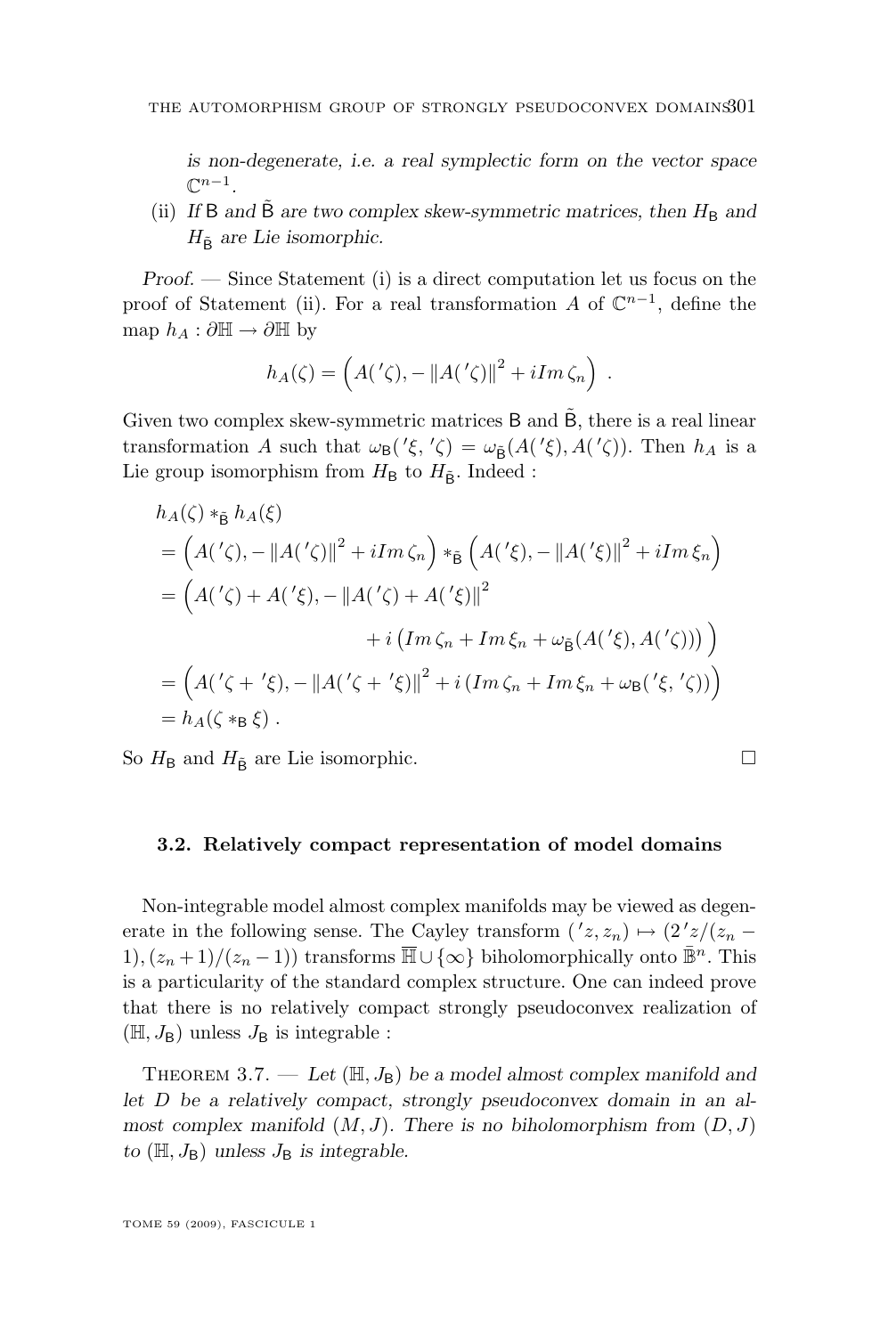*is non-degenerate, i.e. a real symplectic form on the vector space* $\mathbb{C}^{n-1}$.

(ii) *If* $\mathsf{B}$ *and* $\tilde{\mathsf{B}}$ *are two complex skew-symmetric matrices, then* $H_{\mathsf{B}}$ *and* $H_{\tilde{\mathsf{B}}}$ *are Lie isomorphic.*

*Proof.* — Since Statement (i) is a direct computation let us focus on the proof of Statement (ii). For a real transformation $A$ of $\mathbb{C}^{n-1}$, define the map $h_A : \partial\mathbb{H} \to \partial\mathbb{H}$ by

$$h_A(\zeta) = \left(A('\zeta), -\|A('\zeta)\|^2 + iIm\,\zeta_n\right)\ .$$

Given two complex skew-symmetric matrices $\mathsf{B}$ and $\tilde{\mathsf{B}}$, there is a real linear transformation $A$ such that $\omega_{\mathsf{B}}('\xi, '\zeta) = \omega_{\tilde{\mathsf{B}}}(A('\xi), A('\zeta))$. Then $h_A$ is a Lie group isomorphism from $H_{\mathsf{B}}$ to $H_{\tilde{\mathsf{B}}}$. Indeed :

$$\begin{aligned}
&h_A(\zeta) *_{\tilde{\mathsf{B}}} h_A(\xi)\\
&= \left(A('\zeta), -\|A('\zeta)\|^2 + iIm\,\zeta_n\right) *_{\tilde{\mathsf{B}}} \left(A('\xi), -\|A('\xi)\|^2 + iIm\,\xi_n\right)\\
&= \Big(A('\zeta) + A('\xi), -\|A('\zeta) + A('\xi)\|^2\\
&\qquad\qquad\qquad + i\left(Im\,\zeta_n + Im\,\xi_n + \omega_{\tilde{\mathsf{B}}}(A('\xi), A('\zeta))\right)\Big)\\
&= \left(A('\zeta + '\xi), -\|A('\zeta + '\xi)\|^2 + i\left(Im\,\zeta_n + Im\,\xi_n + \omega_{\mathsf{B}}('\xi, '\zeta)\right)\right)\\
&= h_A(\zeta *_{\mathsf{B}} \xi)\ .
\end{aligned}$$

So $H_{\mathsf{B}}$ and $H_{\tilde{\mathsf{B}}}$ are Lie isomorphic. □

### 3.2. Relatively compact representation of model domains

Non-integrable model almost complex manifolds may be viewed as degenerate in the following sense. The Cayley transform $('z, z_n) \mapsto (2'z/(z_n - 1), (z_n + 1)/(z_n - 1))$ transforms $\overline{\mathbb{H}} \cup \{\infty\}$ biholomorphically onto $\bar{\mathbb{B}}^n$. This is a particularity of the standard complex structure. One can indeed prove that there is no relatively compact strongly pseudoconvex realization of $(\mathbb{H}, J_{\mathsf{B}})$ unless $J_{\mathsf{B}}$ is integrable :

Theorem 3.7. — *Let* $(\mathbb{H}, J_{\mathsf{B}})$ *be a model almost complex manifold and let* $D$ *be a relatively compact, strongly pseudoconvex domain in an almost complex manifold* $(M, J)$*. There is no biholomorphism from* $(D, J)$ *to* $(\mathbb{H}, J_{\mathsf{B}})$ *unless* $J_{\mathsf{B}}$ *is integrable.*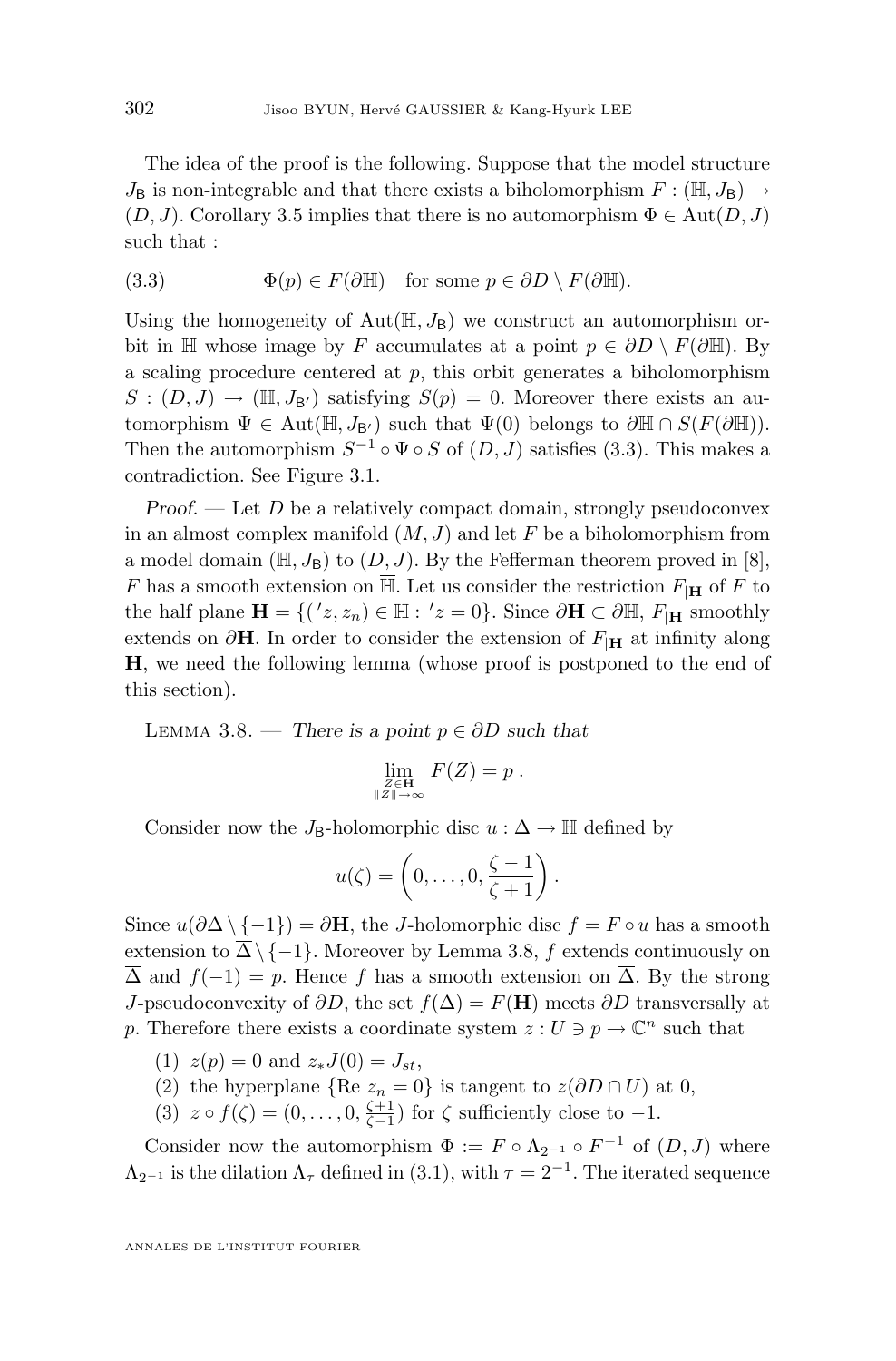The idea of the proof is the following. Suppose that the model structure $J_{\mathsf{B}}$ is non-integrable and that there exists a biholomorphism $F : (\mathbb{H}, J_{\mathsf{B}}) \to (D, J)$. Corollary 3.5 implies that there is no automorphism $\Phi \in \mathrm{Aut}(D, J)$ such that :

$$\Phi(p) \in F(\partial\mathbb{H}) \quad \text{for some } p \in \partial D \setminus F(\partial\mathbb{H}). \tag{3.3}$$

Using the homogeneity of $\mathrm{Aut}(\mathbb{H}, J_{\mathsf{B}})$ we construct an automorphism orbit in $\mathbb{H}$ whose image by $F$ accumulates at a point $p \in \partial D \setminus F(\partial\mathbb{H})$. By a scaling procedure centered at $p$, this orbit generates a biholomorphism $S : (D, J) \to (\mathbb{H}, J_{\mathsf{B}'})$ satisfying $S(p) = 0$. Moreover there exists an automorphism $\Psi \in \mathrm{Aut}(\mathbb{H}, J_{\mathsf{B}'})$ such that $\Psi(0)$ belongs to $\partial\mathbb{H} \cap S(F(\partial\mathbb{H}))$. Then the automorphism $S^{-1} \circ \Psi \circ S$ of $(D, J)$ satisfies (3.3). This makes a contradiction. See Figure 3.1.

*Proof.* — Let $D$ be a relatively compact domain, strongly pseudoconvex in an almost complex manifold $(M, J)$ and let $F$ be a biholomorphism from a model domain $(\mathbb{H}, J_{\mathsf{B}})$ to $(D, J)$. By the Fefferman theorem proved in [8], $F$ has a smooth extension on $\overline{\mathbb{H}}$. Let us consider the restriction $F_{|\mathbf{H}}$ of $F$ to the half plane $\mathbf{H} = \{('z, z_n) \in \mathbb{H} : 'z = 0\}$. Since $\partial\mathbf{H} \subset \partial\mathbb{H}$, $F_{|\mathbf{H}}$ smoothly extends on $\partial\mathbf{H}$. In order to consider the extension of $F_{|\mathbf{H}}$ at infinity along $\mathbf{H}$, we need the following lemma (whose proof is postponed to the end of this section).

Lemma 3.8. — *There is a point $p \in \partial D$ such that*

$$\lim_{\substack{Z \in \mathbf{H} \\ \|Z\| \to \infty}} F(Z) = p\,.$$

Consider now the $J_{\mathsf{B}}$-holomorphic disc $u : \Delta \to \mathbb{H}$ defined by

$$u(\zeta) = \left(0, \ldots, 0, \frac{\zeta - 1}{\zeta + 1}\right).$$

Since $u(\partial\Delta \setminus \{-1\}) = \partial\mathbf{H}$, the $J$-holomorphic disc $f = F \circ u$ has a smooth extension to $\overline{\Delta} \setminus \{-1\}$. Moreover by Lemma 3.8, $f$ extends continuously on $\overline{\Delta}$ and $f(-1) = p$. Hence $f$ has a smooth extension on $\overline{\Delta}$. By the strong $J$-pseudoconvexity of $\partial D$, the set $f(\Delta) = F(\mathbf{H})$ meets $\partial D$ transversally at $p$. Therefore there exists a coordinate system $z : U \ni p \to \mathbb{C}^n$ such that

(1) $z(p) = 0$ and $z_* J(0) = J_{st}$,
(2) the hyperplane $\{\mathrm{Re}\ z_n = 0\}$ is tangent to $z(\partial D \cap U)$ at $0$,
(3) $z \circ f(\zeta) = (0, \ldots, 0, \frac{\zeta+1}{\zeta-1})$ for $\zeta$ sufficiently close to $-1$.

Consider now the automorphism $\Phi := F \circ \Lambda_{2^{-1}} \circ F^{-1}$ of $(D, J)$ where $\Lambda_{2^{-1}}$ is the dilation $\Lambda_\tau$ defined in (3.1), with $\tau = 2^{-1}$. The iterated sequence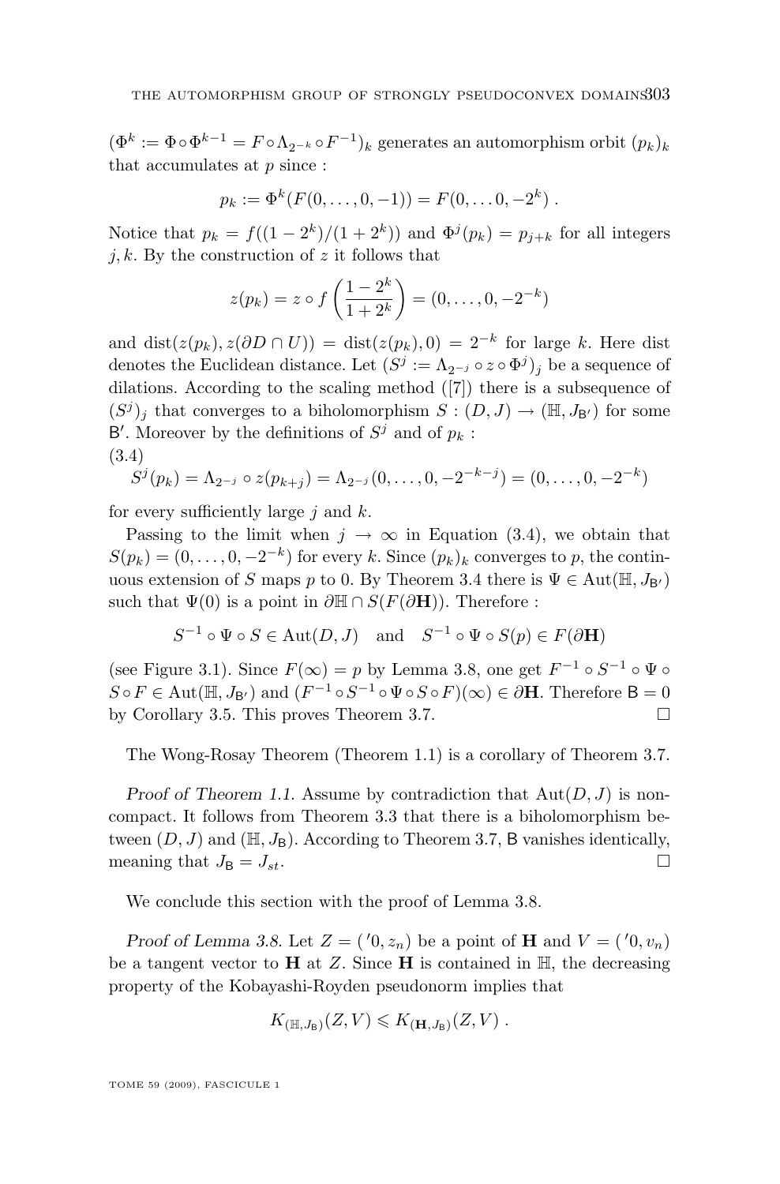$(\Phi^k := \Phi \circ \Phi^{k-1} = F \circ \Lambda_{2^{-k}} \circ F^{-1})_k$ generates an automorphism orbit $(p_k)_k$ that accumulates at $p$ since :

$$p_k := \Phi^k(F(0,\dots,0,-1)) = F(0,\dots 0, -2^k) .$$

Notice that $p_k = f((1-2^k)/(1+2^k))$ and $\Phi^j(p_k) = p_{j+k}$ for all integers $j, k$. By the construction of $z$ it follows that

$$z(p_k) = z \circ f\left(\frac{1-2^k}{1+2^k}\right) = (0,\dots,0,-2^{-k})$$

and $\mathrm{dist}(z(p_k), z(\partial D \cap U)) = \mathrm{dist}(z(p_k), 0) = 2^{-k}$ for large $k$. Here dist denotes the Euclidean distance. Let $(S^j := \Lambda_{2^{-j}} \circ z \circ \Phi^j)_j$ be a sequence of dilations. According to the scaling method ([7]) there is a subsequence of $(S^j)_j$ that converges to a biholomorphism $S : (D, J) \to (\mathbb{H}, J_{\mathsf{B}'})$ for some $\mathsf{B}'$. Moreover by the definitions of $S^j$ and of $p_k$ :

(3.4)
$$S^j(p_k) = \Lambda_{2^{-j}} \circ z(p_{k+j}) = \Lambda_{2^{-j}}(0,\dots,0,-2^{-k-j}) = (0,\dots,0,-2^{-k})$$

for every sufficiently large $j$ and $k$.

Passing to the limit when $j \to \infty$ in Equation (3.4), we obtain that $S(p_k) = (0,\dots,0,-2^{-k})$ for every $k$. Since $(p_k)_k$ converges to $p$, the continuous extension of $S$ maps $p$ to 0. By Theorem 3.4 there is $\Psi \in \mathrm{Aut}(\mathbb{H}, J_{\mathsf{B}'})$ such that $\Psi(0)$ is a point in $\partial\mathbb{H} \cap S(F(\partial\mathbf{H}))$. Therefore :

$$S^{-1} \circ \Psi \circ S \in \mathrm{Aut}(D, J) \quad \text{and} \quad S^{-1} \circ \Psi \circ S(p) \in F(\partial\mathbf{H})$$

(see Figure 3.1). Since $F(\infty) = p$ by Lemma 3.8, one get $F^{-1} \circ S^{-1} \circ \Psi \circ S \circ F \in \mathrm{Aut}(\mathbb{H}, J_{\mathsf{B}'})$ and $(F^{-1} \circ S^{-1} \circ \Psi \circ S \circ F)(\infty) \in \partial\mathbf{H}$. Therefore $\mathsf{B} = 0$ by Corollary 3.5. This proves Theorem 3.7. $\square$

The Wong-Rosay Theorem (Theorem 1.1) is a corollary of Theorem 3.7.

*Proof of Theorem 1.1.* Assume by contradiction that $\mathrm{Aut}(D, J)$ is noncompact. It follows from Theorem 3.3 that there is a biholomorphism between $(D, J)$ and $(\mathbb{H}, J_{\mathsf{B}})$. According to Theorem 3.7, $\mathsf{B}$ vanishes identically, meaning that $J_{\mathsf{B}} = J_{st}$. $\square$

We conclude this section with the proof of Lemma 3.8.

*Proof of Lemma 3.8.* Let $Z = ('0, z_n)$ be a point of $\mathbf{H}$ and $V = ('0, v_n)$ be a tangent vector to $\mathbf{H}$ at $Z$. Since $\mathbf{H}$ is contained in $\mathbb{H}$, the decreasing property of the Kobayashi-Royden pseudonorm implies that

$$K_{(\mathbb{H}, J_{\mathsf{B}})}(Z, V) \leqslant K_{(\mathbf{H}, J_{\mathsf{B}})}(Z, V) .$$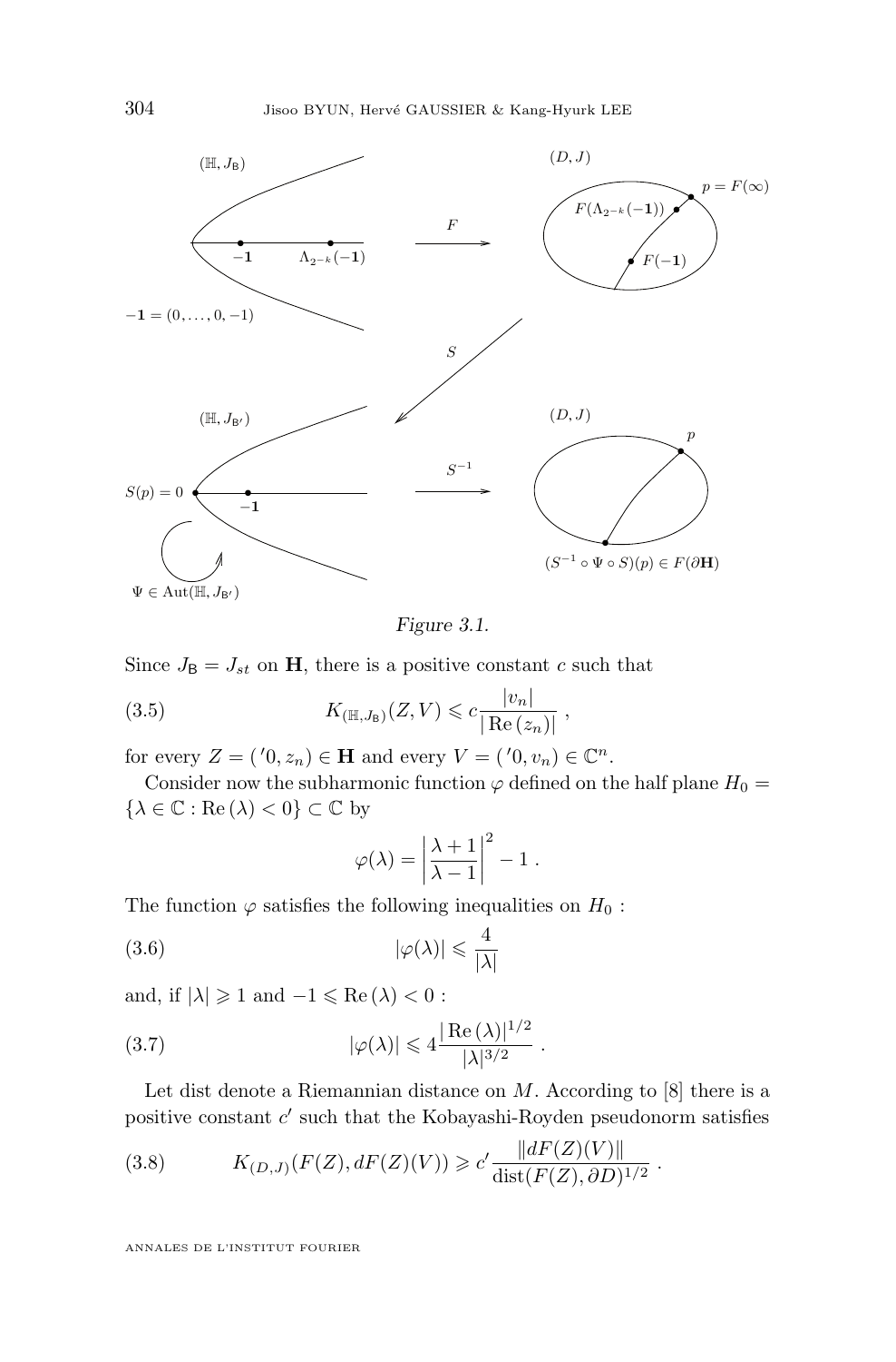Figure 3.1.

Since $J_{\mathsf{B}} = J_{st}$ on $\mathbf{H}$, there is a positive constant $c$ such that

$$K_{(\mathbb{H},J_{\mathsf{B}})}(Z,V) \leqslant c\frac{|v_n|}{|\operatorname{Re}(z_n)|}\ , \tag{3.5}$$

for every $Z = ('0, z_n) \in \mathbf{H}$ and every $V = ('0, v_n) \in \mathbb{C}^n$.

Consider now the subharmonic function $\varphi$ defined on the half plane $H_0 = \{\lambda \in \mathbb{C} : \operatorname{Re}(\lambda) < 0\} \subset \mathbb{C}$ by

$$\varphi(\lambda) = \left|\frac{\lambda+1}{\lambda-1}\right|^2 - 1\ .$$

The function $\varphi$ satisfies the following inequalities on $H_0$ :

$$|\varphi(\lambda)| \leqslant \frac{4}{|\lambda|} \tag{3.6}$$

and, if $|\lambda| \geqslant 1$ and $-1 \leqslant \operatorname{Re}(\lambda) < 0$ :

$$|\varphi(\lambda)| \leqslant 4\frac{|\operatorname{Re}(\lambda)|^{1/2}}{|\lambda|^{3/2}}\ . \tag{3.7}$$

Let dist denote a Riemannian distance on $M$. According to [8] there is a positive constant $c'$ such that the Kobayashi-Royden pseudonorm satisfies

$$K_{(D,J)}(F(Z), dF(Z)(V)) \geqslant c'\frac{\|dF(Z)(V)\|}{\operatorname{dist}(F(Z),\partial D)^{1/2}}\ . \tag{3.8}$$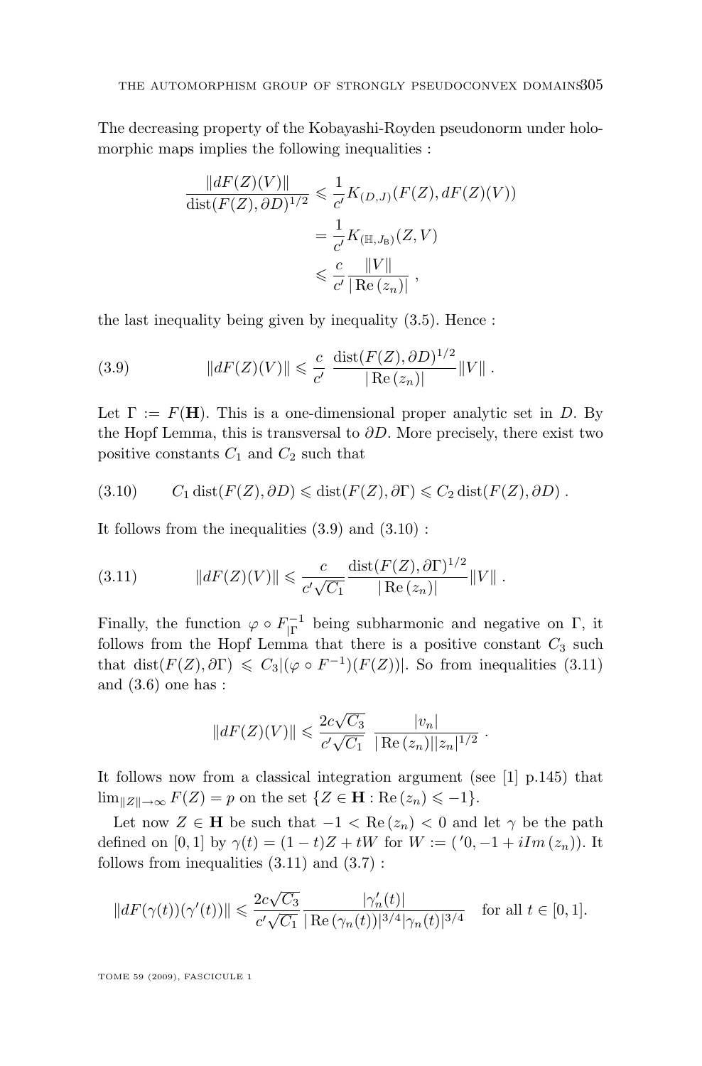The decreasing property of the Kobayashi-Royden pseudonorm under holomorphic maps implies the following inequalities :

$$\begin{aligned}\frac{\|dF(Z)(V)\|}{\operatorname{dist}(F(Z),\partial D)^{1/2}} &\leqslant \frac{1}{c'}K_{(D,J)}(F(Z),dF(Z)(V))\\ &= \frac{1}{c'}K_{(\mathbb{H},J_{\mathbb{B}})}(Z,V)\\ &\leqslant \frac{c}{c'}\frac{\|V\|}{|\operatorname{Re}(z_n)|}\ ,\end{aligned}$$

the last inequality being given by inequality (3.5). Hence :

$$\|dF(Z)(V)\| \leqslant \frac{c}{c'}\ \frac{\operatorname{dist}(F(Z),\partial D)^{1/2}}{|\operatorname{Re}(z_n)|}\|V\|\ . \tag{3.9}$$

Let $\Gamma := F(\mathbf{H})$. This is a one-dimensional proper analytic set in $D$. By the Hopf Lemma, this is transversal to $\partial D$. More precisely, there exist two positive constants $C_1$ and $C_2$ such that

$$C_1 \operatorname{dist}(F(Z),\partial D) \leqslant \operatorname{dist}(F(Z),\partial\Gamma) \leqslant C_2 \operatorname{dist}(F(Z),\partial D)\ . \tag{3.10}$$

It follows from the inequalities (3.9) and (3.10) :

$$\|dF(Z)(V)\| \leqslant \frac{c}{c'\sqrt{C_1}}\frac{\operatorname{dist}(F(Z),\partial\Gamma)^{1/2}}{|\operatorname{Re}(z_n)|}\|V\|\ . \tag{3.11}$$

Finally, the function $\varphi \circ F^{-1}_{|\Gamma}$ being subharmonic and negative on $\Gamma$, it follows from the Hopf Lemma that there is a positive constant $C_3$ such that $\operatorname{dist}(F(Z),\partial\Gamma) \leqslant C_3|(\varphi\circ F^{-1})(F(Z))|$. So from inequalities (3.11) and (3.6) one has :

$$\|dF(Z)(V)\| \leqslant \frac{2c\sqrt{C_3}}{c'\sqrt{C_1}}\ \frac{|v_n|}{|\operatorname{Re}(z_n)||z_n|^{1/2}}\ .$$

It follows now from a classical integration argument (see [1] p.145) that $\lim_{\|Z\|\to\infty} F(Z) = p$ on the set $\{Z \in \mathbf{H} : \operatorname{Re}(z_n) \leqslant -1\}$.

Let now $Z \in \mathbf{H}$ be such that $-1 < \operatorname{Re}(z_n) < 0$ and let $\gamma$ be the path defined on $[0,1]$ by $\gamma(t) = (1-t)Z + tW$ for $W := ({}'0, -1 + iIm(z_n))$. It follows from inequalities (3.11) and (3.7) :

$$\|dF(\gamma(t))(\gamma'(t))\| \leqslant \frac{2c\sqrt{C_3}}{c'\sqrt{C_1}}\frac{|\gamma_n'(t)|}{|\operatorname{Re}(\gamma_n(t))|^{3/4}|\gamma_n(t)|^{3/4}} \quad \text{for all } t\in[0,1].$$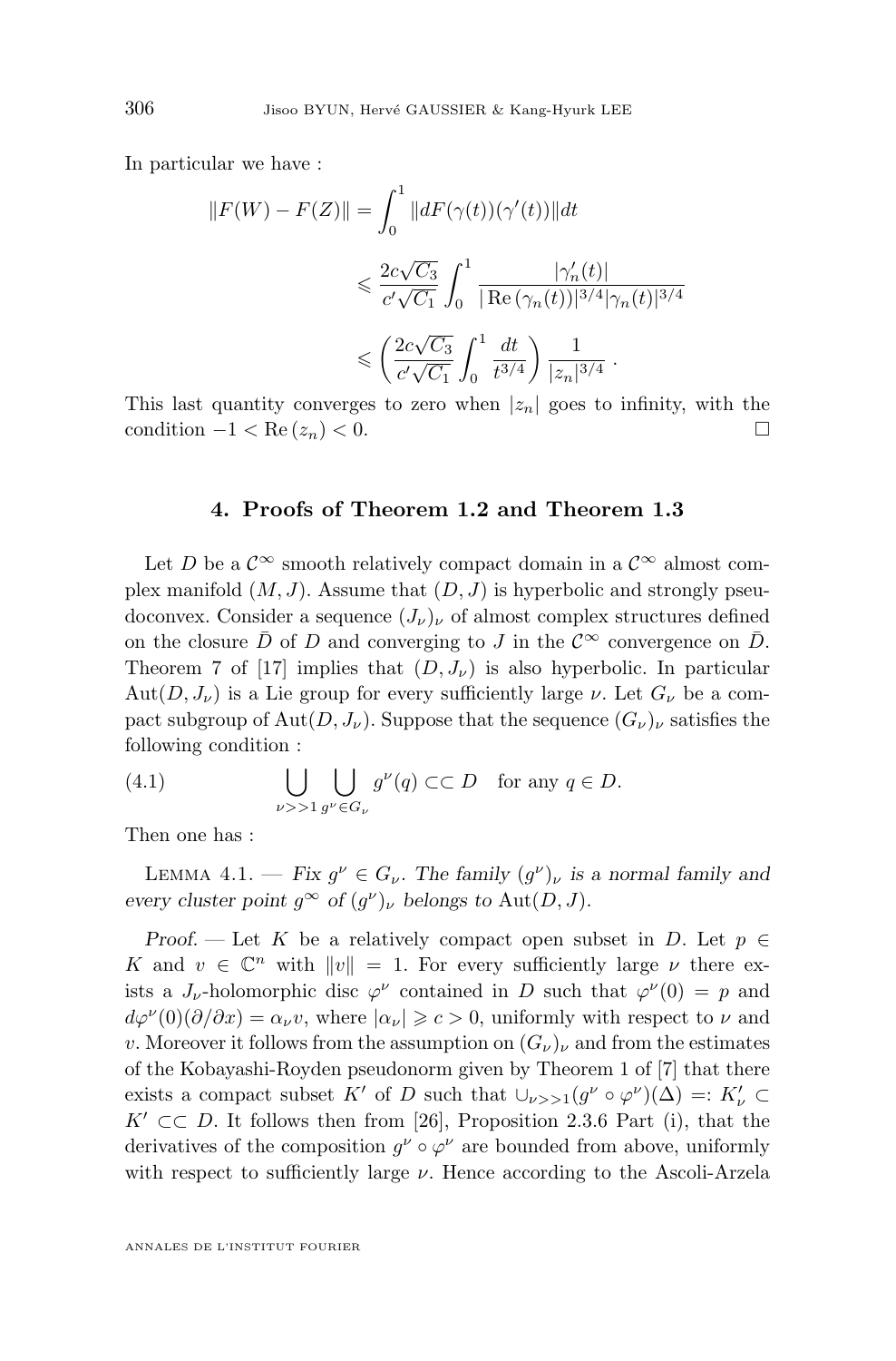In particular we have :

$$\|F(W) - F(Z)\| = \int_0^1 \|dF(\gamma(t))(\gamma'(t))\| dt$$

$$\leqslant \frac{2c\sqrt{C_3}}{c'\sqrt{C_1}} \int_0^1 \frac{|\gamma_n'(t)|}{|\operatorname{Re}(\gamma_n(t))|^{3/4} |\gamma_n(t)|^{3/4}}$$

$$\leqslant \left(\frac{2c\sqrt{C_3}}{c'\sqrt{C_1}} \int_0^1 \frac{dt}{t^{3/4}}\right) \frac{1}{|z_n|^{3/4}}.$$

This last quantity converges to zero when $|z_n|$ goes to infinity, with the condition $-1 < \operatorname{Re}(z_n) < 0$. $\square$

## 4. Proofs of Theorem 1.2 and Theorem 1.3

Let $D$ be a $\mathcal{C}^\infty$ smooth relatively compact domain in a $\mathcal{C}^\infty$ almost complex manifold $(M, J)$. Assume that $(D, J)$ is hyperbolic and strongly pseudoconvex. Consider a sequence $(J_\nu)_\nu$ of almost complex structures defined on the closure $\bar{D}$ of $D$ and converging to $J$ in the $\mathcal{C}^\infty$ convergence on $\bar{D}$. Theorem 7 of [17] implies that $(D, J_\nu)$ is also hyperbolic. In particular $\operatorname{Aut}(D, J_\nu)$ is a Lie group for every sufficiently large $\nu$. Let $G_\nu$ be a compact subgroup of $\operatorname{Aut}(D, J_\nu)$. Suppose that the sequence $(G_\nu)_\nu$ satisfies the following condition :

$$\bigcup_{\nu >> 1} \bigcup_{g^\nu \in G_\nu} g^\nu(q) \subset\subset D \quad \text{for any } q \in D. \tag{4.1}$$

Then one has :

Lemma 4.1. — *Fix $g^\nu \in G_\nu$. The family $(g^\nu)_\nu$ is a normal family and every cluster point $g^\infty$ of $(g^\nu)_\nu$ belongs to* $\operatorname{Aut}(D, J)$.

*Proof.* — Let $K$ be a relatively compact open subset in $D$. Let $p \in K$ and $v \in \mathbb{C}^n$ with $\|v\| = 1$. For every sufficiently large $\nu$ there exists a $J_\nu$-holomorphic disc $\varphi^\nu$ contained in $D$ such that $\varphi^\nu(0) = p$ and $d\varphi^\nu(0)(\partial/\partial x) = \alpha_\nu v$, where $|\alpha_\nu| \geqslant c > 0$, uniformly with respect to $\nu$ and $v$. Moreover it follows from the assumption on $(G_\nu)_\nu$ and from the estimates of the Kobayashi-Royden pseudonorm given by Theorem 1 of [7] that there exists a compact subset $K'$ of $D$ such that $\cup_{\nu>>1}(g^\nu \circ \varphi^\nu)(\Delta) =: K'_\nu \subset K' \subset\subset D$. It follows then from [26], Proposition 2.3.6 Part (i), that the derivatives of the composition $g^\nu \circ \varphi^\nu$ are bounded from above, uniformly with respect to sufficiently large $\nu$. Hence according to the Ascoli-Arzela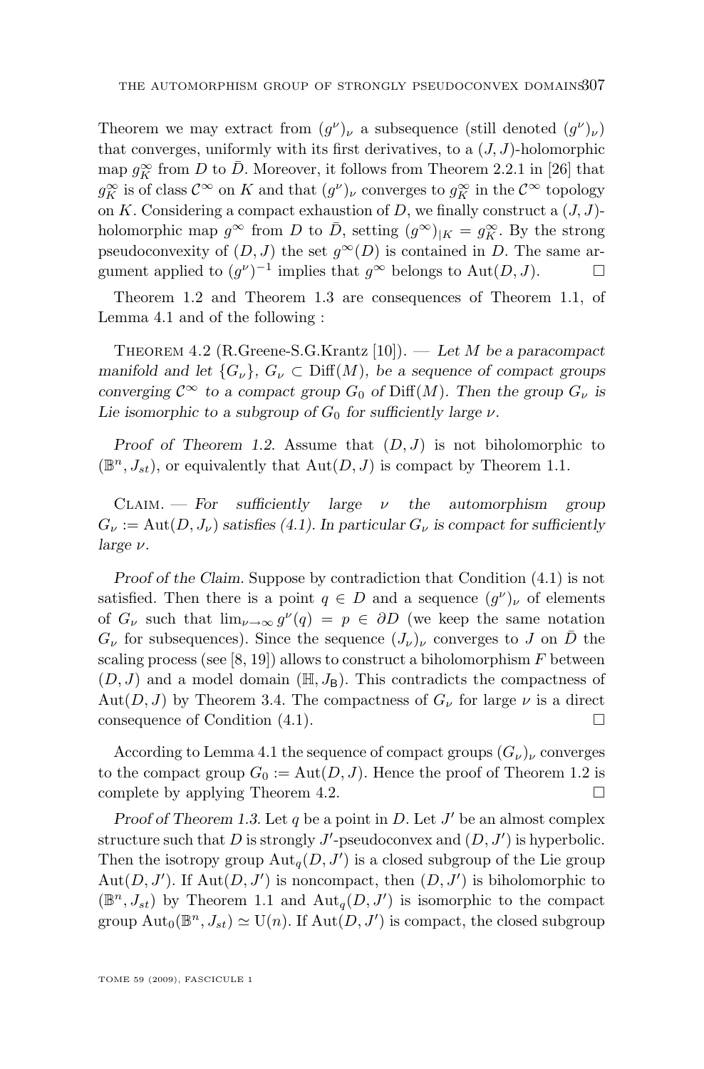Theorem we may extract from $(g^\nu)_\nu$ a subsequence (still denoted $(g^\nu)_\nu$) that converges, uniformly with its first derivatives, to a $(J,J)$-holomorphic map $g^\infty_K$ from $D$ to $\bar{D}$. Moreover, it follows from Theorem 2.2.1 in [26] that $g^\infty_K$ is of class $\mathcal{C}^\infty$ on $K$ and that $(g^\nu)_\nu$ converges to $g^\infty_K$ in the $\mathcal{C}^\infty$ topology on $K$. Considering a compact exhaustion of $D$, we finally construct a $(J,J)$-holomorphic map $g^\infty$ from $D$ to $\bar{D}$, setting $(g^\infty)_{|K} = g^\infty_K$. By the strong pseudoconvexity of $(D,J)$ the set $g^\infty(D)$ is contained in $D$. The same argument applied to $(g^\nu)^{-1}$ implies that $g^\infty$ belongs to $\mathrm{Aut}(D,J)$. □

Theorem 1.2 and Theorem 1.3 are consequences of Theorem 1.1, of Lemma 4.1 and of the following :

Theorem 4.2 (R.Greene-S.G.Krantz [10]). — *Let $M$ be a paracompact manifold and let $\{G_\nu\}$, $G_\nu \subset \mathrm{Diff}(M)$, be a sequence of compact groups converging $\mathcal{C}^\infty$ to a compact group $G_0$ of $\mathrm{Diff}(M)$. Then the group $G_\nu$ is Lie isomorphic to a subgroup of $G_0$ for sufficiently large $\nu$.*

*Proof of Theorem 1.2.* Assume that $(D,J)$ is not biholomorphic to $(\mathbb{B}^n, J_{st})$, or equivalently that $\mathrm{Aut}(D,J)$ is compact by Theorem 1.1.

Claim. — *For sufficiently large $\nu$ the automorphism group $G_\nu := \mathrm{Aut}(D,J_\nu)$ satisfies (4.1). In particular $G_\nu$ is compact for sufficiently large $\nu$.*

*Proof of the Claim.* Suppose by contradiction that Condition (4.1) is not satisfied. Then there is a point $q \in D$ and a sequence $(g^\nu)_\nu$ of elements of $G_\nu$ such that $\lim_{\nu\to\infty} g^\nu(q) = p \in \partial D$ (we keep the same notation $G_\nu$ for subsequences). Since the sequence $(J_\nu)_\nu$ converges to $J$ on $\bar{D}$ the scaling process (see [8, 19]) allows to construct a biholomorphism $F$ between $(D,J)$ and a model domain $(\mathbb{H}, J_{\mathrm{B}})$. This contradicts the compactness of $\mathrm{Aut}(D,J)$ by Theorem 3.4. The compactness of $G_\nu$ for large $\nu$ is a direct consequence of Condition (4.1). □

According to Lemma 4.1 the sequence of compact groups $(G_\nu)_\nu$ converges to the compact group $G_0 := \mathrm{Aut}(D,J)$. Hence the proof of Theorem 1.2 is complete by applying Theorem 4.2. □

*Proof of Theorem 1.3.* Let $q$ be a point in $D$. Let $J'$ be an almost complex structure such that $D$ is strongly $J'$-pseudoconvex and $(D,J')$ is hyperbolic. Then the isotropy group $\mathrm{Aut}_q(D,J')$ is a closed subgroup of the Lie group $\mathrm{Aut}(D,J')$. If $\mathrm{Aut}(D,J')$ is noncompact, then $(D,J')$ is biholomorphic to $(\mathbb{B}^n, J_{st})$ by Theorem 1.1 and $\mathrm{Aut}_q(D,J')$ is isomorphic to the compact group $\mathrm{Aut}_0(\mathbb{B}^n, J_{st}) \simeq \mathrm{U}(n)$. If $\mathrm{Aut}(D,J')$ is compact, the closed subgroup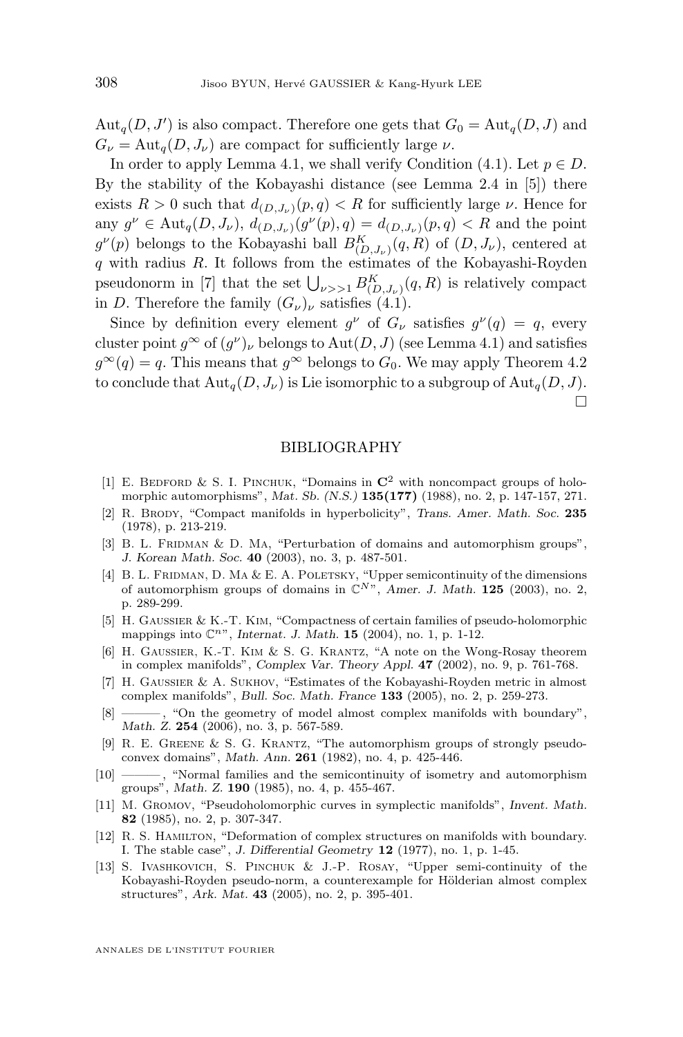$\mathrm{Aut}_q(D, J')$ is also compact. Therefore one gets that $G_0 = \mathrm{Aut}_q(D, J)$ and $G_\nu = \mathrm{Aut}_q(D, J_\nu)$ are compact for sufficiently large $\nu$.

In order to apply Lemma 4.1, we shall verify Condition (4.1). Let $p \in D$. By the stability of the Kobayashi distance (see Lemma 2.4 in [5]) there exists $R > 0$ such that $d_{(D,J_\nu)}(p, q) < R$ for sufficiently large $\nu$. Hence for any $g^\nu \in \mathrm{Aut}_q(D, J_\nu)$, $d_{(D,J_\nu)}(g^\nu(p), q) = d_{(D,J_\nu)}(p, q) < R$ and the point $g^\nu(p)$ belongs to the Kobayashi ball $B^K_{(D,J_\nu)}(q, R)$ of $(D, J_\nu)$, centered at $q$ with radius $R$. It follows from the estimates of the Kobayashi-Royden pseudonorm in [7] that the set $\bigcup_{\nu>>1} B^K_{(D,J_\nu)}(q, R)$ is relatively compact in $D$. Therefore the family $(G_\nu)_\nu$ satisfies (4.1).

Since by definition every element $g^\nu$ of $G_\nu$ satisfies $g^\nu(q) = q$, every cluster point $g^\infty$ of $(g^\nu)_\nu$ belongs to $\mathrm{Aut}(D, J)$ (see Lemma 4.1) and satisfies $g^\infty(q) = q$. This means that $g^\infty$ belongs to $G_0$. We may apply Theorem 4.2 to conclude that $\mathrm{Aut}_q(D, J_\nu)$ is Lie isomorphic to a subgroup of $\mathrm{Aut}_q(D, J)$. □

## BIBLIOGRAPHY

[1] E. Bedford & S. I. Pinchuk, "Domains in $\mathbf{C}^2$ with noncompact groups of holomorphic automorphisms", *Mat. Sb. (N.S.)* **135(177)** (1988), no. 2, p. 147-157, 271.

[2] R. Brody, "Compact manifolds in hyperbolicity", *Trans. Amer. Math. Soc.* **235** (1978), p. 213-219.

[3] B. L. Fridman & D. Ma, "Perturbation of domains and automorphism groups", *J. Korean Math. Soc.* **40** (2003), no. 3, p. 487-501.

[4] B. L. Fridman, D. Ma & E. A. Poletsky, "Upper semicontinuity of the dimensions of automorphism groups of domains in $\mathbb{C}^N$", *Amer. J. Math.* **125** (2003), no. 2, p. 289-299.

[5] H. Gaussier & K.-T. Kim, "Compactness of certain families of pseudo-holomorphic mappings into $\mathbb{C}^n$", *Internat. J. Math.* **15** (2004), no. 1, p. 1-12.

[6] H. Gaussier, K.-T. Kim & S. G. Krantz, "A note on the Wong-Rosay theorem in complex manifolds", *Complex Var. Theory Appl.* **47** (2002), no. 9, p. 761-768.

[7] H. Gaussier & A. Sukhov, "Estimates of the Kobayashi-Royden metric in almost complex manifolds", *Bull. Soc. Math. France* **133** (2005), no. 2, p. 259-273.

[8] ———, "On the geometry of model almost complex manifolds with boundary", *Math. Z.* **254** (2006), no. 3, p. 567-589.

[9] R. E. Greene & S. G. Krantz, "The automorphism groups of strongly pseudoconvex domains", *Math. Ann.* **261** (1982), no. 4, p. 425-446.

[10] ———, "Normal families and the semicontinuity of isometry and automorphism groups", *Math. Z.* **190** (1985), no. 4, p. 455-467.

[11] M. Gromov, "Pseudoholomorphic curves in symplectic manifolds", *Invent. Math.* **82** (1985), no. 2, p. 307-347.

[12] R. S. Hamilton, "Deformation of complex structures on manifolds with boundary. I. The stable case", *J. Differential Geometry* **12** (1977), no. 1, p. 1-45.

[13] S. Ivashkovich, S. Pinchuk & J.-P. Rosay, "Upper semi-continuity of the Kobayashi-Royden pseudo-norm, a counterexample for Hölderian almost complex structures", *Ark. Mat.* **43** (2005), no. 2, p. 395-401.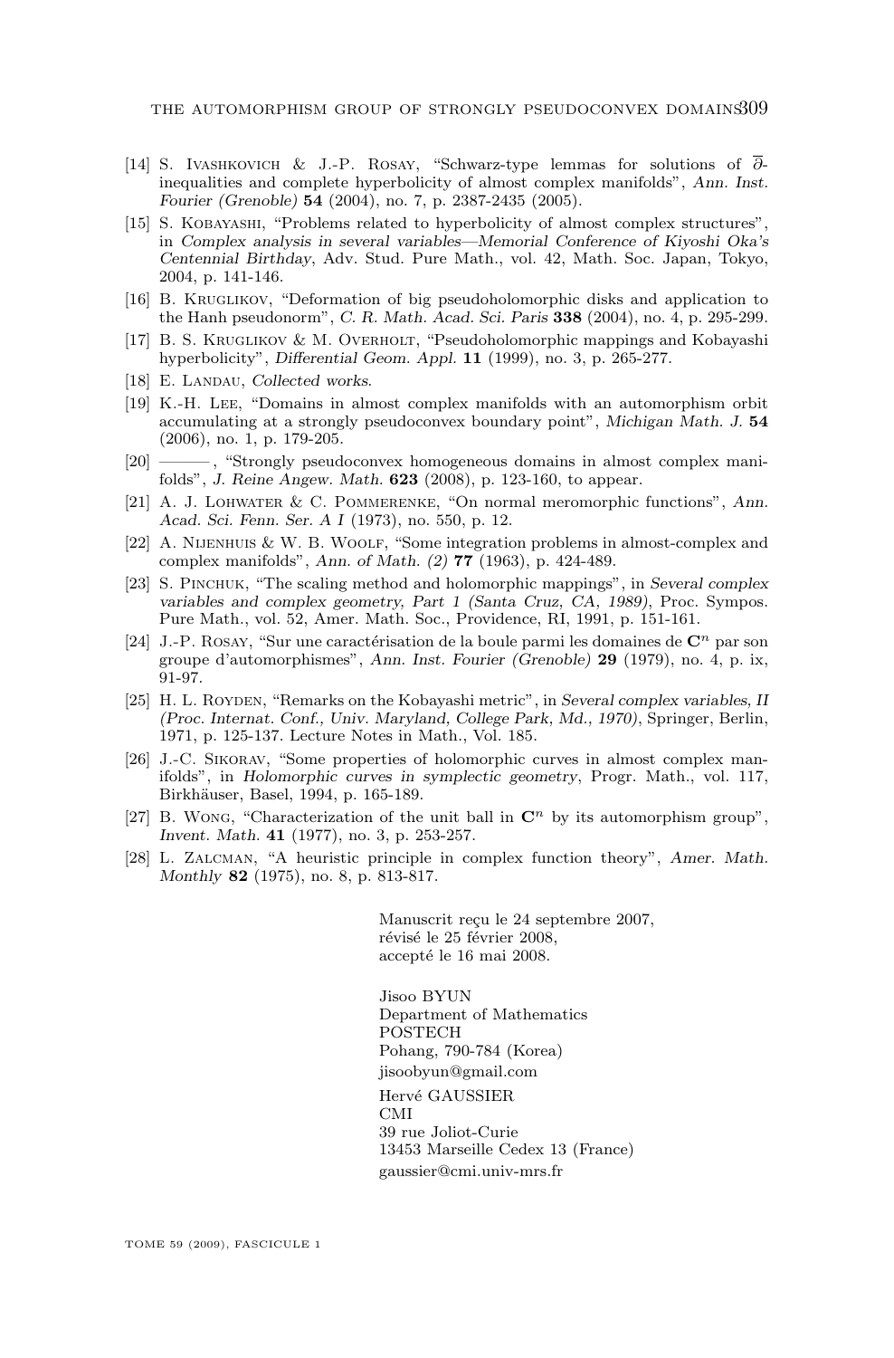[14] S. Ivashkovich & J.-P. Rosay, "Schwarz-type lemmas for solutions of $\overline{\partial}$-inequalities and complete hyperbolicity of almost complex manifolds", *Ann. Inst. Fourier (Grenoble)* **54** (2004), no. 7, p. 2387-2435 (2005).

[15] S. Kobayashi, "Problems related to hyperbolicity of almost complex structures", in *Complex analysis in several variables—Memorial Conference of Kiyoshi Oka's Centennial Birthday*, Adv. Stud. Pure Math., vol. 42, Math. Soc. Japan, Tokyo, 2004, p. 141-146.

[16] B. Kruglikov, "Deformation of big pseudoholomorphic disks and application to the Hanh pseudonorm", *C. R. Math. Acad. Sci. Paris* **338** (2004), no. 4, p. 295-299.

[17] B. S. Kruglikov & M. Overholt, "Pseudoholomorphic mappings and Kobayashi hyperbolicity", *Differential Geom. Appl.* **11** (1999), no. 3, p. 265-277.

[18] E. Landau, *Collected works*.

[19] K.-H. Lee, "Domains in almost complex manifolds with an automorphism orbit accumulating at a strongly pseudoconvex boundary point", *Michigan Math. J.* **54** (2006), no. 1, p. 179-205.

[20] ———, "Strongly pseudoconvex homogeneous domains in almost complex manifolds", *J. Reine Angew. Math.* **623** (2008), p. 123-160, to appear.

[21] A. J. Lohwater & C. Pommerenke, "On normal meromorphic functions", *Ann. Acad. Sci. Fenn. Ser. A I* (1973), no. 550, p. 12.

[22] A. Nijenhuis & W. B. Woolf, "Some integration problems in almost-complex and complex manifolds", *Ann. of Math. (2)* **77** (1963), p. 424-489.

[23] S. Pinchuk, "The scaling method and holomorphic mappings", in *Several complex variables and complex geometry, Part 1 (Santa Cruz, CA, 1989)*, Proc. Sympos. Pure Math., vol. 52, Amer. Math. Soc., Providence, RI, 1991, p. 151-161.

[24] J.-P. Rosay, "Sur une caractérisation de la boule parmi les domaines de $\mathbf{C}^n$ par son groupe d'automorphismes", *Ann. Inst. Fourier (Grenoble)* **29** (1979), no. 4, p. ix, 91-97.

[25] H. L. Royden, "Remarks on the Kobayashi metric", in *Several complex variables, II (Proc. Internat. Conf., Univ. Maryland, College Park, Md., 1970)*, Springer, Berlin, 1971, p. 125-137. Lecture Notes in Math., Vol. 185.

[26] J.-C. Sikorav, "Some properties of holomorphic curves in almost complex manifolds", in *Holomorphic curves in symplectic geometry*, Progr. Math., vol. 117, Birkhäuser, Basel, 1994, p. 165-189.

[27] B. Wong, "Characterization of the unit ball in $\mathbf{C}^n$ by its automorphism group", *Invent. Math.* **41** (1977), no. 3, p. 253-257.

[28] L. Zalcman, "A heuristic principle in complex function theory", *Amer. Math. Monthly* **82** (1975), no. 8, p. 813-817.

Manuscrit reçu le 24 septembre 2007,
révisé le 25 février 2008,
accepté le 16 mai 2008.

Jisoo BYUN
Department of Mathematics
POSTECH
Pohang, 790-784 (Korea)
jisoobyun@gmail.com

Hervé GAUSSIER
CMI
39 rue Joliot-Curie
13453 Marseille Cedex 13 (France)
gaussier@cmi.univ-mrs.fr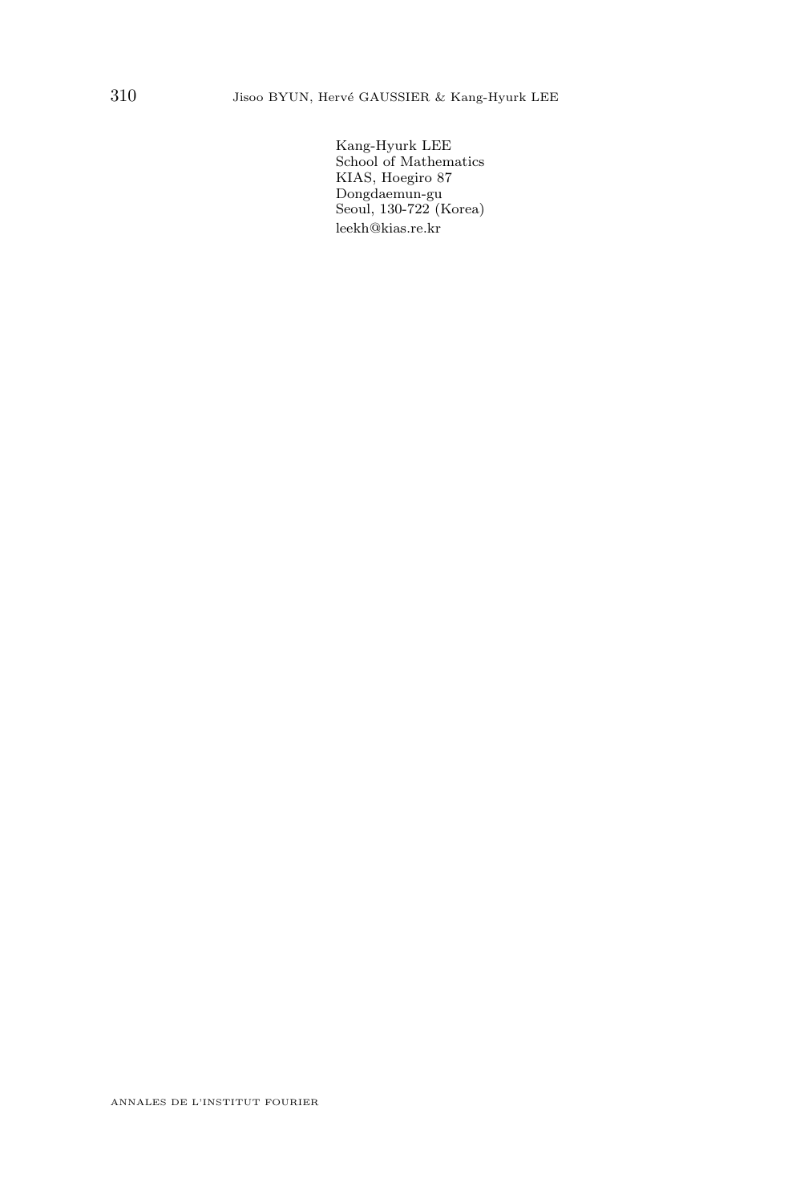Kang-Hyurk LEE
School of Mathematics
KIAS, Hoegiro 87
Dongdaemun-gu
Seoul, 130-722 (Korea)
leekh@kias.re.kr